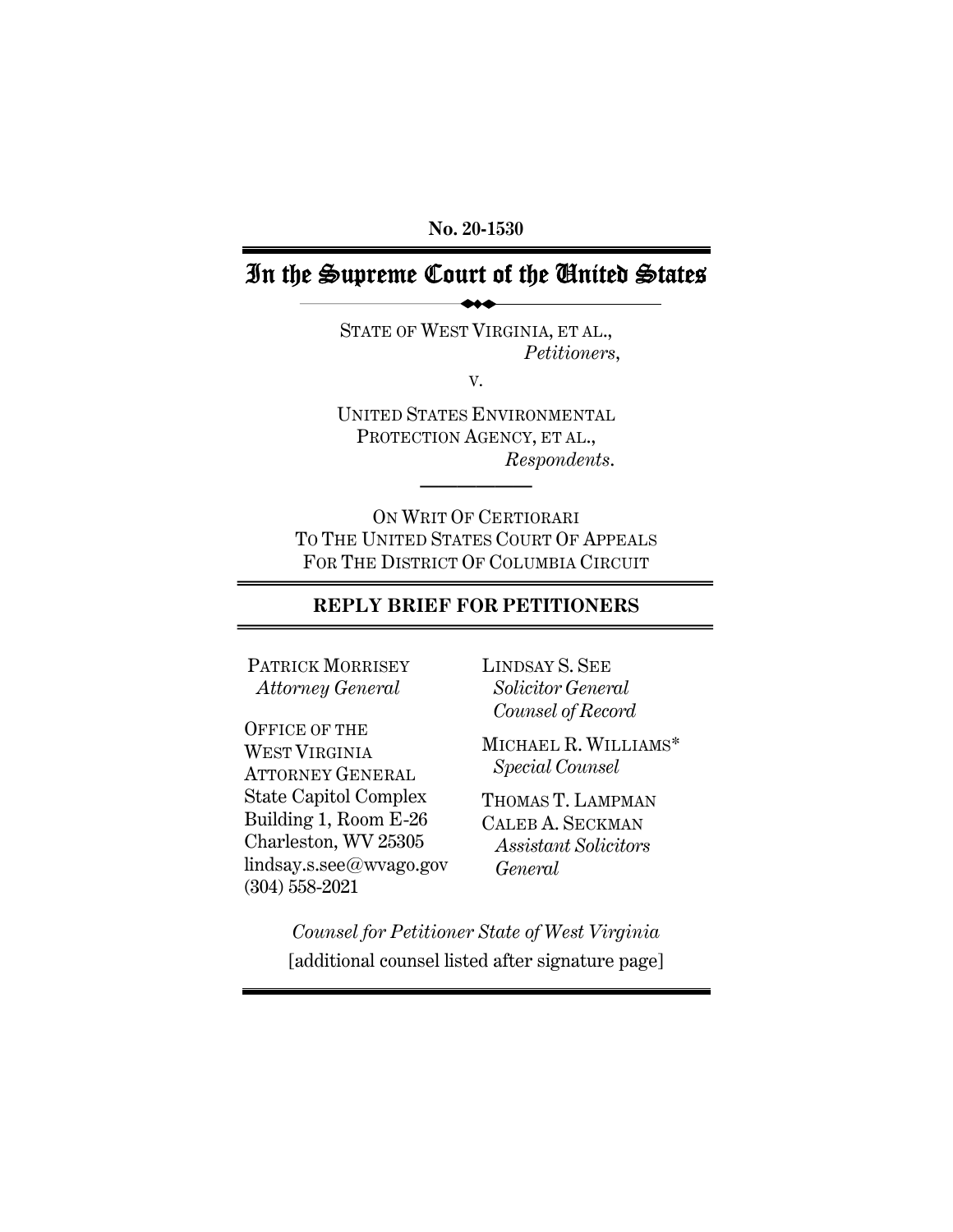**No. 20-1530**

# In the Supreme Court of the United States

STATE OF WEST VIRGINIA, ET AL.,
*Petitioners*,

V.

UNITED STATES ENVIRONMENTAL PROTECTION AGENCY, ET AL.,
*Respondents*.

ON WRIT OF CERTIORARI
TO THE UNITED STATES COURT OF APPEALS
FOR THE DISTRICT OF COLUMBIA CIRCUIT

## REPLY BRIEF FOR PETITIONERS

PATRICK MORRISEY
*Attorney General*

OFFICE OF THE
WEST VIRGINIA
ATTORNEY GENERAL
State Capitol Complex
Building 1, Room E-26
Charleston, WV 25305
lindsay.s.see@wvago.gov
(304) 558-2021

LINDSAY S. SEE
*Solicitor General*
*Counsel of Record*

MICHAEL R. WILLIAMS*
*Special Counsel*

THOMAS T. LAMPMAN
CALEB A. SECKMAN
*Assistant Solicitors General*

*Counsel for Petitioner State of West Virginia*
[additional counsel listed after signature page]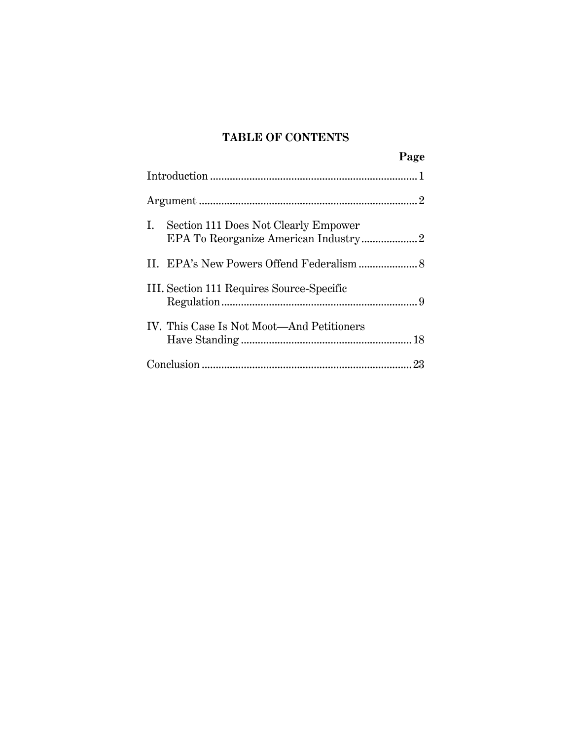# TABLE OF CONTENTS

| | Page |
|---|---|
| Introduction | 1 |
| Argument | 2 |
| I. Section 111 Does Not Clearly Empower EPA To Reorganize American Industry | 2 |
| II. EPA's New Powers Offend Federalism | 8 |
| III. Section 111 Requires Source-Specific Regulation | 9 |
| IV. This Case Is Not Moot—And Petitioners Have Standing | 18 |
| Conclusion | 23 |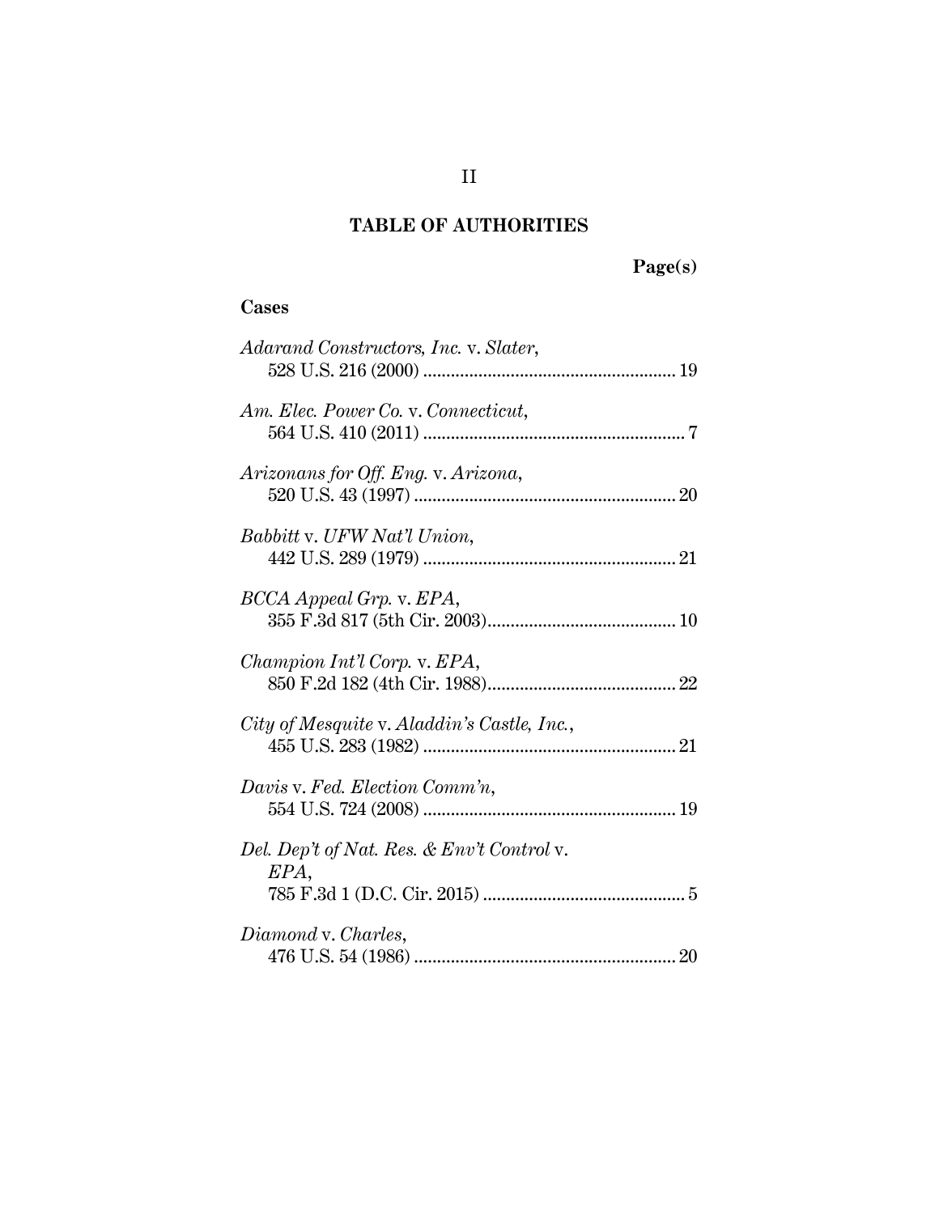## TABLE OF AUTHORITIES

**Page(s)**

**Cases**

*Adarand Constructors, Inc.* v. *Slater*,
528 U.S. 216 (2000) ....................................................... 19

*Am. Elec. Power Co.* v. *Connecticut*,
564 U.S. 410 (2011) ......................................................... 7

*Arizonans for Off. Eng.* v. *Arizona*,
520 U.S. 43 (1997) ......................................................... 20

*Babbitt* v. *UFW Nat'l Union*,
442 U.S. 289 (1979) ....................................................... 21

*BCCA Appeal Grp.* v. *EPA*,
355 F.3d 817 (5th Cir. 2003)......................................... 10

*Champion Int'l Corp.* v. *EPA*,
850 F.2d 182 (4th Cir. 1988)......................................... 22

*City of Mesquite* v. *Aladdin's Castle, Inc.*,
455 U.S. 283 (1982) ....................................................... 21

*Davis* v. *Fed. Election Comm'n*,
554 U.S. 724 (2008) ....................................................... 19

*Del. Dep't of Nat. Res. & Env't Control* v. *EPA*,
785 F.3d 1 (D.C. Cir. 2015) ............................................ 5

*Diamond* v. *Charles*,
476 U.S. 54 (1986) ......................................................... 20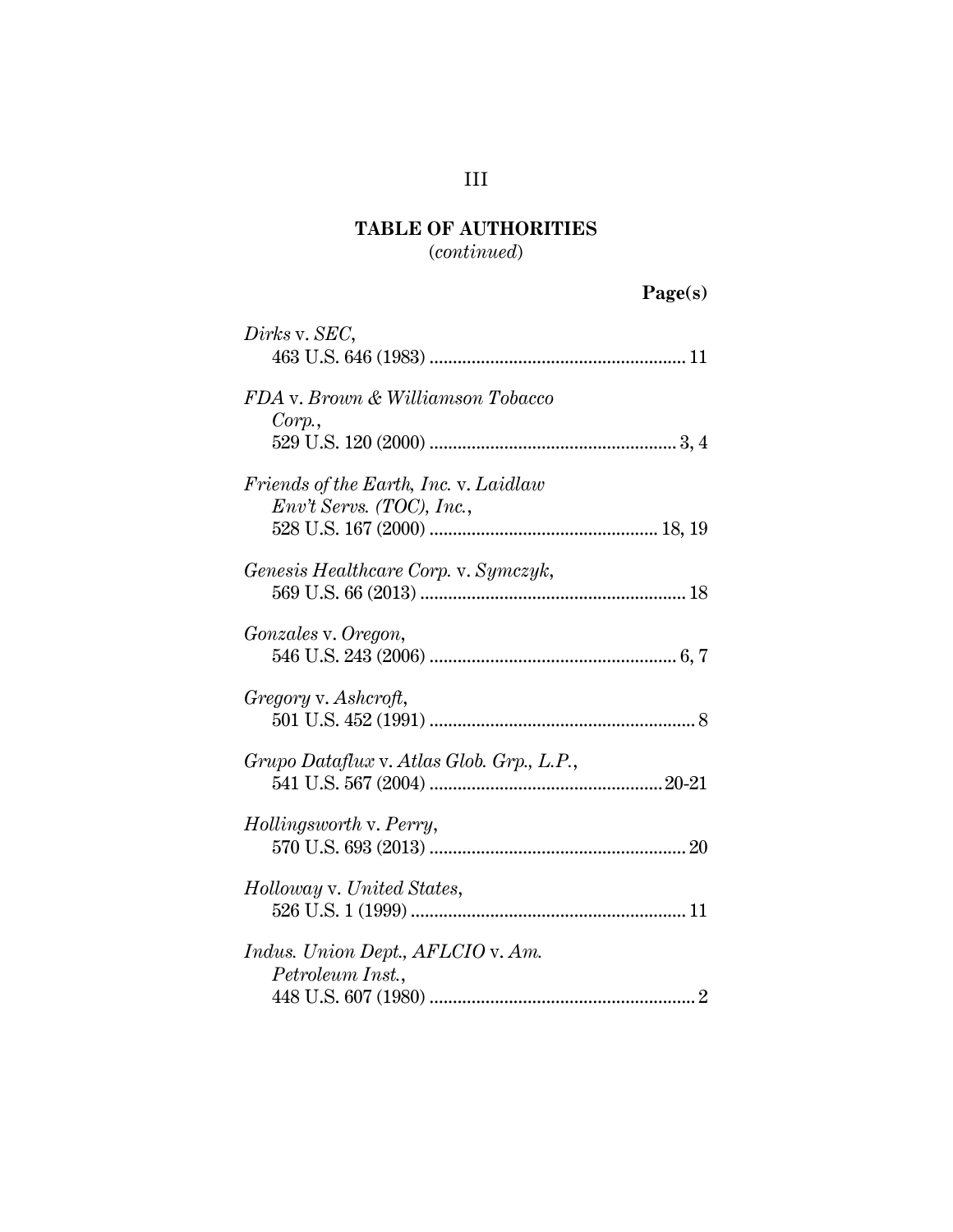## TABLE OF AUTHORITIES
(*continued*)

**Page(s)**

*Dirks* v. *SEC*,
463 U.S. 646 (1983) ........................................................ 11

*FDA* v. *Brown & Williamson Tobacco Corp.*,
529 U.S. 120 (2000) ...................................................... 3, 4

*Friends of the Earth, Inc.* v. *Laidlaw Env't Servs. (TOC), Inc.*,
528 U.S. 167 (2000) .................................................. 18, 19

*Genesis Healthcare Corp.* v. *Symczyk*,
569 U.S. 66 (2013) .......................................................... 18

*Gonzales* v. *Oregon*,
546 U.S. 243 (2006) ...................................................... 6, 7

*Gregory* v. *Ashcroft*,
501 U.S. 452 (1991) .......................................................... 8

*Grupo Dataflux* v. *Atlas Glob. Grp., L.P.*,
541 U.S. 567 (2004) ................................................... 20-21

*Hollingsworth* v. *Perry*,
570 U.S. 693 (2013) ........................................................ 20

*Holloway* v. *United States*,
526 U.S. 1 (1999) ............................................................ 11

*Indus. Union Dept., AFLCIO* v. *Am. Petroleum Inst.*,
448 U.S. 607 (1980) .......................................................... 2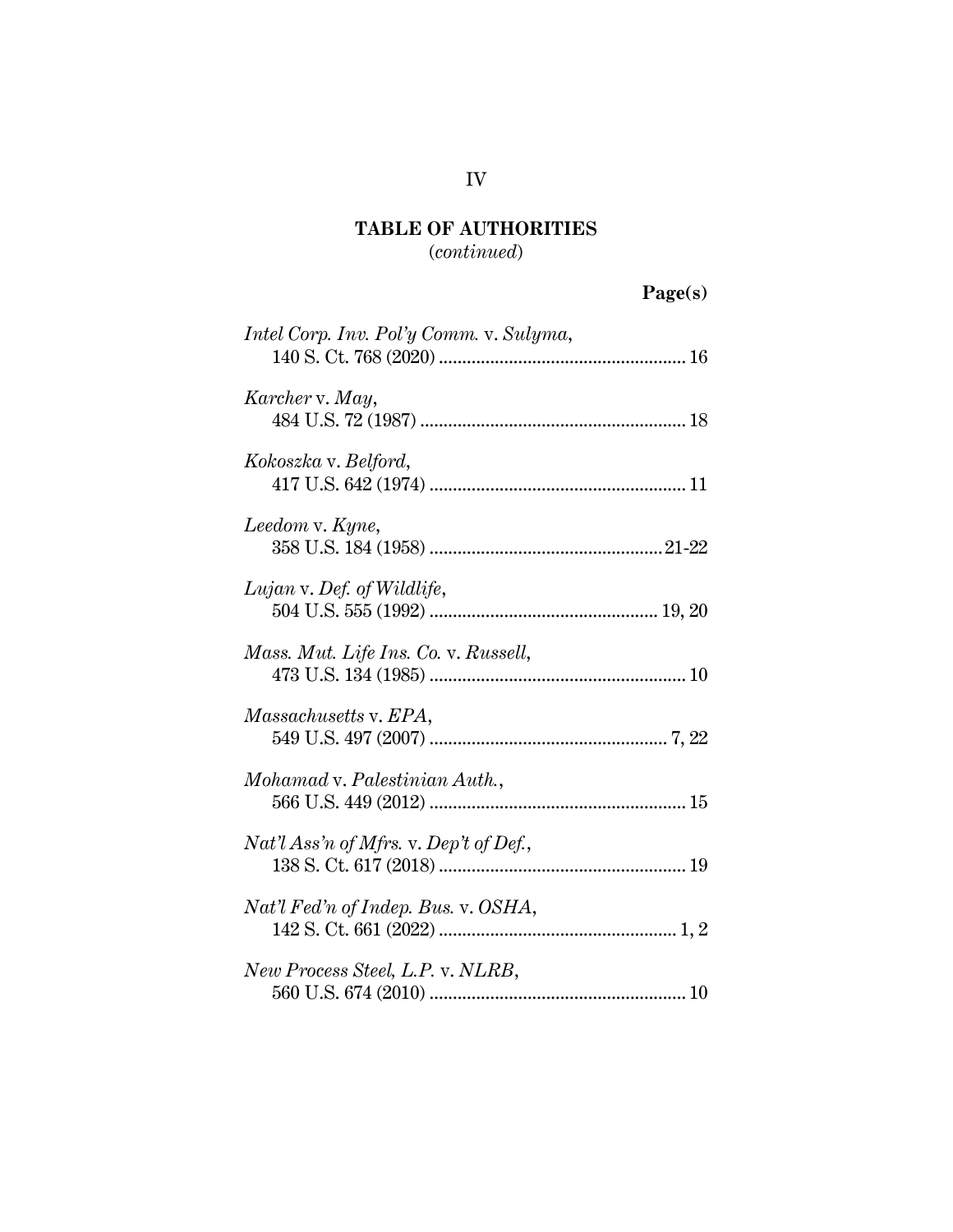## TABLE OF AUTHORITIES
(*continued*)

**Page(s)**

*Intel Corp. Inv. Pol'y Comm.* v. *Sulyma*,
140 S. Ct. 768 (2020) .................................................... 16

*Karcher* v. *May*,
484 U.S. 72 (1987) ........................................................ 18

*Kokoszka* v. *Belford*,
417 U.S. 642 (1974) ...................................................... 11

*Leedom* v. *Kyne*,
358 U.S. 184 (1958) .................................................. 21-22

*Lujan* v. *Def. of Wildlife*,
504 U.S. 555 (1992) ................................................ 19, 20

*Mass. Mut. Life Ins. Co.* v. *Russell*,
473 U.S. 134 (1985) ...................................................... 10

*Massachusetts* v. *EPA*,
549 U.S. 497 (2007) .................................................. 7, 22

*Mohamad* v. *Palestinian Auth.*,
566 U.S. 449 (2012) ...................................................... 15

*Nat'l Ass'n of Mfrs.* v. *Dep't of Def.*,
138 S. Ct. 617 (2018) .................................................... 19

*Nat'l Fed'n of Indep. Bus.* v. *OSHA*,
142 S. Ct. 661 (2022) .................................................. 1, 2

*New Process Steel, L.P.* v. *NLRB*,
560 U.S. 674 (2010) ...................................................... 10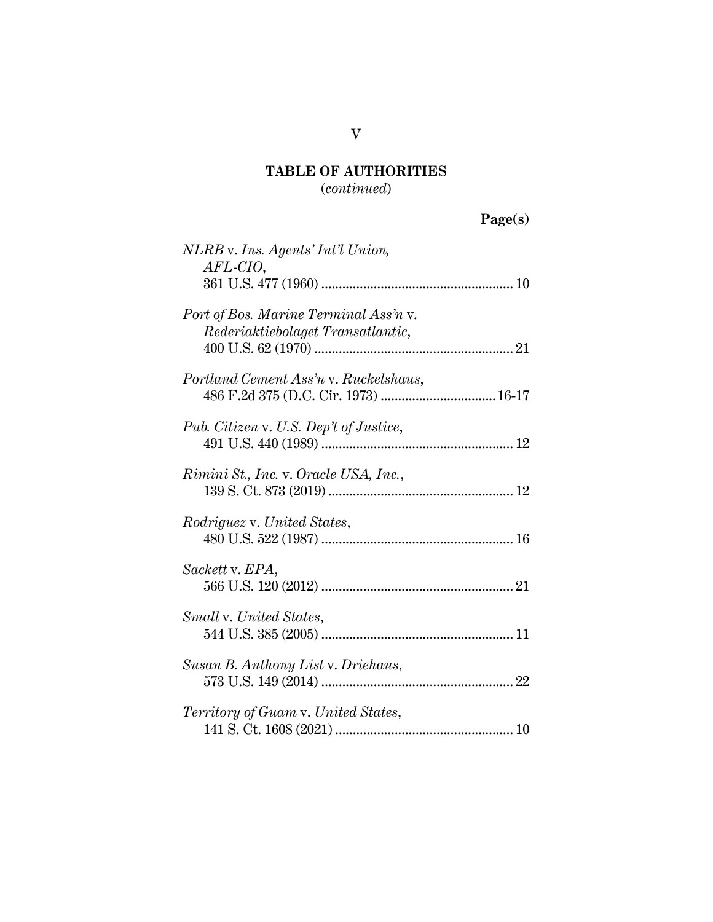## TABLE OF AUTHORITIES
(*continued*)

**Page(s)**

*NLRB* v. *Ins. Agents' Int'l Union, AFL-CIO*, 361 U.S. 477 (1960) .................... 10

*Port of Bos. Marine Terminal Ass'n* v. *Rederiaktiebolaget Transatlantic*, 400 U.S. 62 (1970) .................... 21

*Portland Cement Ass'n* v. *Ruckelshaus*, 486 F.2d 375 (D.C. Cir. 1973) .................... 16-17

*Pub. Citizen* v. *U.S. Dep't of Justice*, 491 U.S. 440 (1989) .................... 12

*Rimini St., Inc.* v. *Oracle USA, Inc.*, 139 S. Ct. 873 (2019) .................... 12

*Rodriguez* v. *United States*, 480 U.S. 522 (1987) .................... 16

*Sackett* v. *EPA*, 566 U.S. 120 (2012) .................... 21

*Small* v. *United States*, 544 U.S. 385 (2005) .................... 11

*Susan B. Anthony List* v. *Driehaus*, 573 U.S. 149 (2014) .................... 22

*Territory of Guam* v. *United States*, 141 S. Ct. 1608 (2021) .................... 10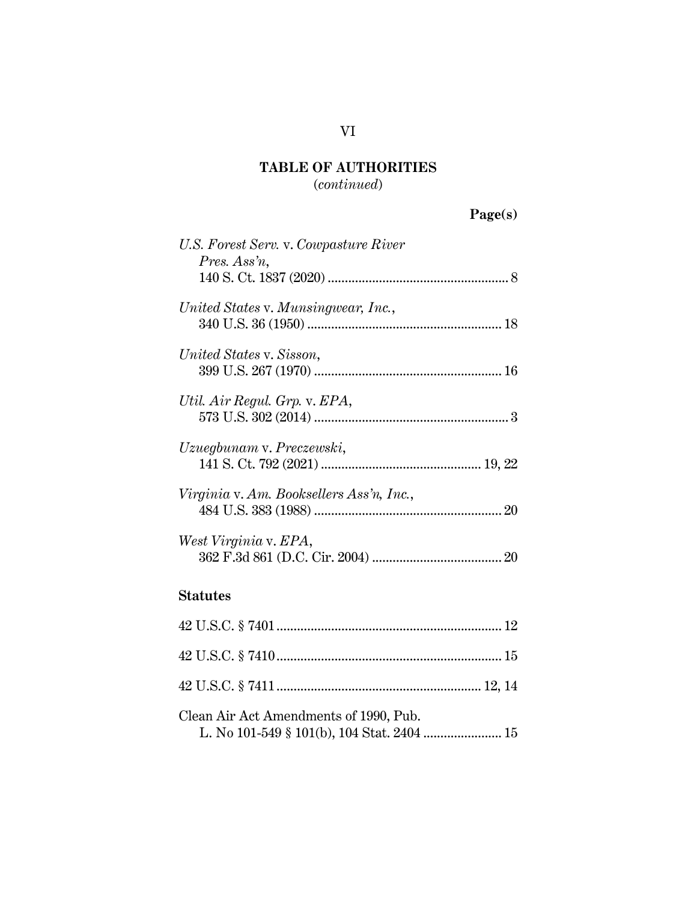## TABLE OF AUTHORITIES

(*continued*)

**Page(s)**

*U.S. Forest Serv.* v. *Cowpasture River Pres. Ass'n*,
140 S. Ct. 1837 (2020) .......... 8

*United States* v. *Munsingwear, Inc.*,
340 U.S. 36 (1950) .......... 18

*United States* v. *Sisson*,
399 U.S. 267 (1970) .......... 16

*Util. Air Regul. Grp.* v. *EPA*,
573 U.S. 302 (2014) .......... 3

*Uzuegbunam* v. *Preczewski*,
141 S. Ct. 792 (2021) .......... 19, 22

*Virginia* v. *Am. Booksellers Ass'n, Inc.*,
484 U.S. 383 (1988) .......... 20

*West Virginia* v. *EPA*,
362 F.3d 861 (D.C. Cir. 2004) .......... 20

### Statutes

42 U.S.C. § 7401 .......... 12

42 U.S.C. § 7410 .......... 15

42 U.S.C. § 7411 .......... 12, 14

Clean Air Act Amendments of 1990, Pub. L. No 101-549 § 101(b), 104 Stat. 2404 .......... 15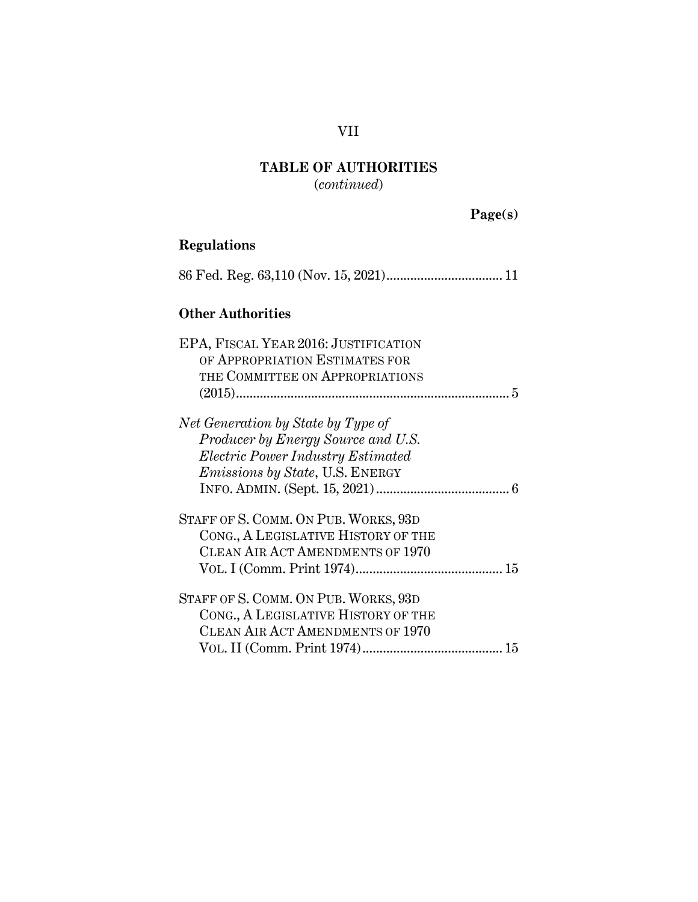## TABLE OF AUTHORITIES
(*continued*)

**Page(s)**

### Regulations

86 Fed. Reg. 63,110 (Nov. 15, 2021) .................................. 11

### Other Authorities

EPA, FISCAL YEAR 2016: JUSTIFICATION OF APPROPRIATION ESTIMATES FOR THE COMMITTEE ON APPROPRIATIONS (2015) ................................................................................ 5

*Net Generation by State by Type of Producer by Energy Source and U.S. Electric Power Industry Estimated Emissions by State*, U.S. ENERGY INFO. ADMIN. (Sept. 15, 2021) ....................................... 6

STAFF OF S. COMM. ON PUB. WORKS, 93D CONG., A LEGISLATIVE HISTORY OF THE CLEAN AIR ACT AMENDMENTS OF 1970 VOL. I (Comm. Print 1974) ........................................... 15

STAFF OF S. COMM. ON PUB. WORKS, 93D CONG., A LEGISLATIVE HISTORY OF THE CLEAN AIR ACT AMENDMENTS OF 1970 VOL. II (Comm. Print 1974) ......................................... 15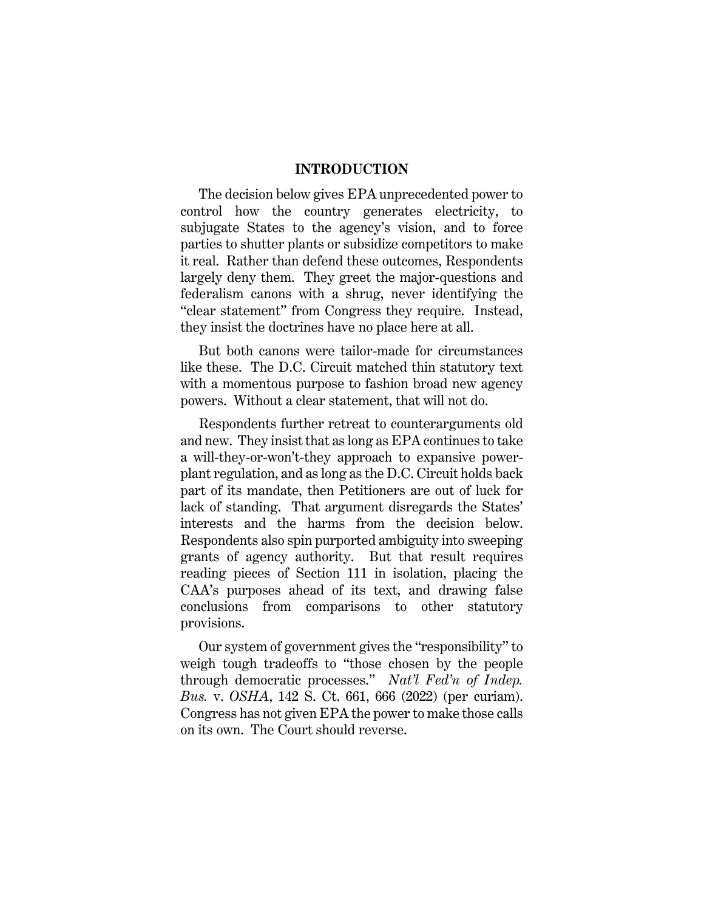## INTRODUCTION

The decision below gives EPA unprecedented power to control how the country generates electricity, to subjugate States to the agency's vision, and to force parties to shutter plants or subsidize competitors to make it real. Rather than defend these outcomes, Respondents largely deny them. They greet the major-questions and federalism canons with a shrug, never identifying the "clear statement" from Congress they require. Instead, they insist the doctrines have no place here at all.

But both canons were tailor-made for circumstances like these. The D.C. Circuit matched thin statutory text with a momentous purpose to fashion broad new agency powers. Without a clear statement, that will not do.

Respondents further retreat to counterarguments old and new. They insist that as long as EPA continues to take a will-they-or-won't-they approach to expansive power-plant regulation, and as long as the D.C. Circuit holds back part of its mandate, then Petitioners are out of luck for lack of standing. That argument disregards the States' interests and the harms from the decision below. Respondents also spin purported ambiguity into sweeping grants of agency authority. But that result requires reading pieces of Section 111 in isolation, placing the CAA's purposes ahead of its text, and drawing false conclusions from comparisons to other statutory provisions.

Our system of government gives the "responsibility" to weigh tough tradeoffs to "those chosen by the people through democratic processes." *Nat'l Fed'n of Indep. Bus.* v. *OSHA*, 142 S. Ct. 661, 666 (2022) (per curiam). Congress has not given EPA the power to make those calls on its own. The Court should reverse.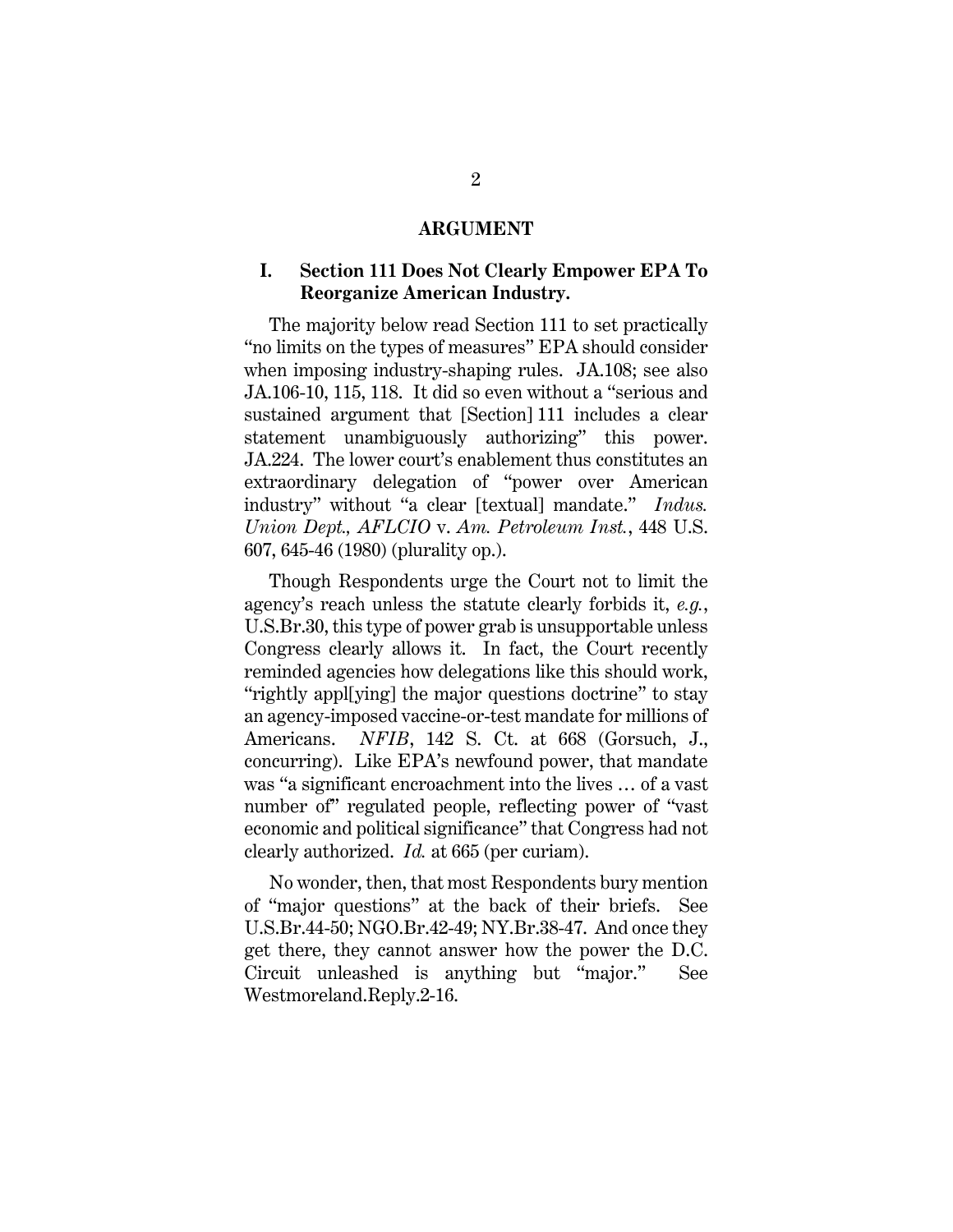## ARGUMENT

### I. Section 111 Does Not Clearly Empower EPA To Reorganize American Industry.

The majority below read Section 111 to set practically "no limits on the types of measures" EPA should consider when imposing industry-shaping rules. JA.108; see also JA.106-10, 115, 118. It did so even without a "serious and sustained argument that [Section] 111 includes a clear statement unambiguously authorizing" this power. JA.224. The lower court's enablement thus constitutes an extraordinary delegation of "power over American industry" without "a clear [textual] mandate." *Indus. Union Dept., AFLCIO* v. *Am. Petroleum Inst.*, 448 U.S. 607, 645-46 (1980) (plurality op.).

Though Respondents urge the Court not to limit the agency's reach unless the statute clearly forbids it, *e.g.*, U.S.Br.30, this type of power grab is unsupportable unless Congress clearly allows it. In fact, the Court recently reminded agencies how delegations like this should work, "rightly appl[ying] the major questions doctrine" to stay an agency-imposed vaccine-or-test mandate for millions of Americans. *NFIB*, 142 S. Ct. at 668 (Gorsuch, J., concurring). Like EPA's newfound power, that mandate was "a significant encroachment into the lives … of a vast number of" regulated people, reflecting power of "vast economic and political significance" that Congress had not clearly authorized. *Id.* at 665 (per curiam).

No wonder, then, that most Respondents bury mention of "major questions" at the back of their briefs. See U.S.Br.44-50; NGO.Br.42-49; NY.Br.38-47. And once they get there, they cannot answer how the power the D.C. Circuit unleashed is anything but "major." See Westmoreland.Reply.2-16.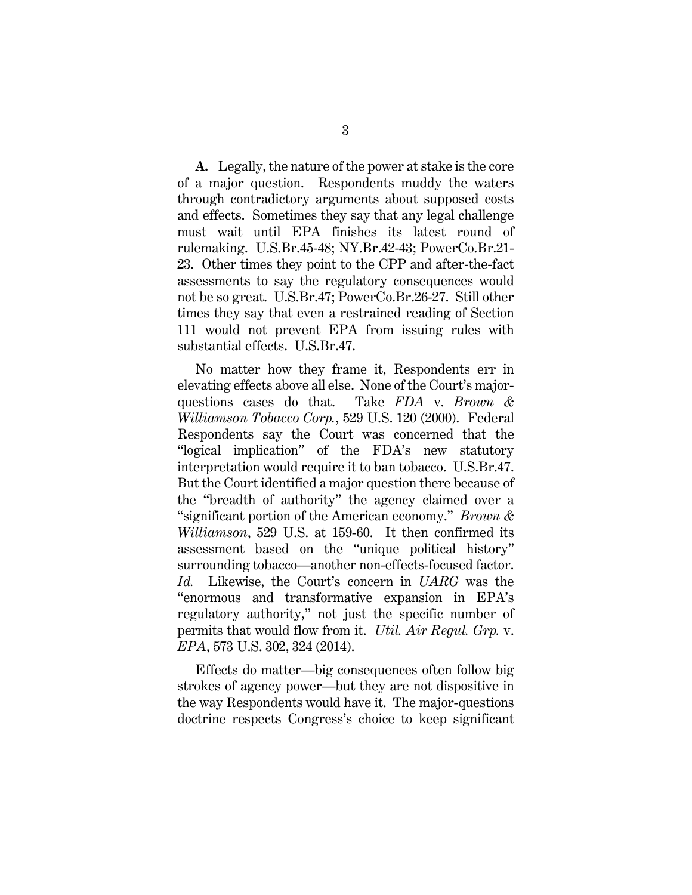**A.** Legally, the nature of the power at stake is the core of a major question. Respondents muddy the waters through contradictory arguments about supposed costs and effects. Sometimes they say that any legal challenge must wait until EPA finishes its latest round of rulemaking. U.S.Br.45-48; NY.Br.42-43; PowerCo.Br.21-23. Other times they point to the CPP and after-the-fact assessments to say the regulatory consequences would not be so great. U.S.Br.47; PowerCo.Br.26-27. Still other times they say that even a restrained reading of Section 111 would not prevent EPA from issuing rules with substantial effects. U.S.Br.47.

No matter how they frame it, Respondents err in elevating effects above all else. None of the Court's major-questions cases do that. Take *FDA* v. *Brown & Williamson Tobacco Corp.*, 529 U.S. 120 (2000). Federal Respondents say the Court was concerned that the "logical implication" of the FDA's new statutory interpretation would require it to ban tobacco. U.S.Br.47. But the Court identified a major question there because of the "breadth of authority" the agency claimed over a "significant portion of the American economy." *Brown & Williamson*, 529 U.S. at 159-60. It then confirmed its assessment based on the "unique political history" surrounding tobacco—another non-effects-focused factor. *Id.* Likewise, the Court's concern in *UARG* was the "enormous and transformative expansion in EPA's regulatory authority," not just the specific number of permits that would flow from it. *Util. Air Regul. Grp.* v. *EPA*, 573 U.S. 302, 324 (2014).

Effects do matter—big consequences often follow big strokes of agency power—but they are not dispositive in the way Respondents would have it. The major-questions doctrine respects Congress's choice to keep significant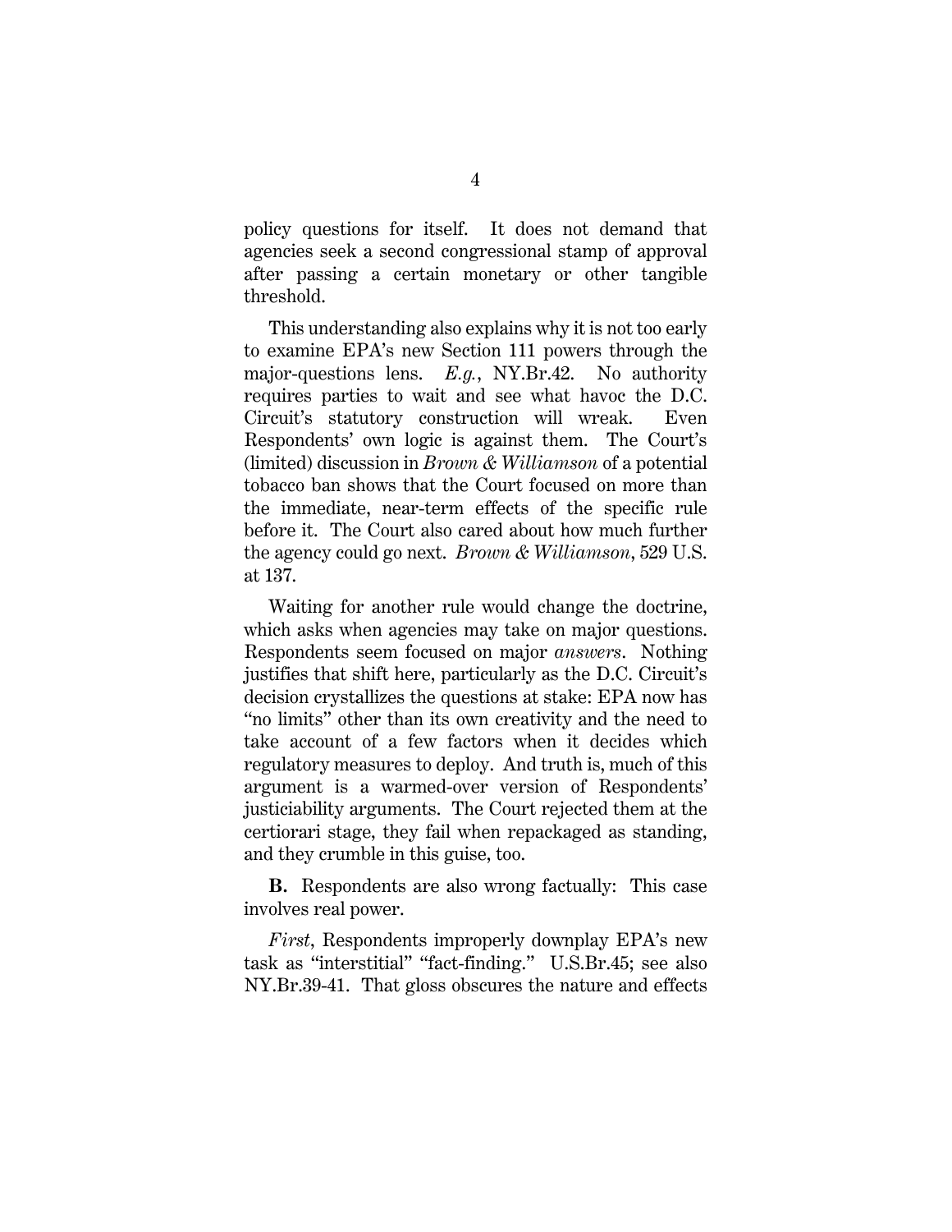policy questions for itself. It does not demand that agencies seek a second congressional stamp of approval after passing a certain monetary or other tangible threshold.

This understanding also explains why it is not too early to examine EPA's new Section 111 powers through the major-questions lens. *E.g.*, NY.Br.42. No authority requires parties to wait and see what havoc the D.C. Circuit's statutory construction will wreak. Even Respondents' own logic is against them. The Court's (limited) discussion in *Brown & Williamson* of a potential tobacco ban shows that the Court focused on more than the immediate, near-term effects of the specific rule before it. The Court also cared about how much further the agency could go next. *Brown & Williamson*, 529 U.S. at 137.

Waiting for another rule would change the doctrine, which asks when agencies may take on major questions. Respondents seem focused on major *answers*. Nothing justifies that shift here, particularly as the D.C. Circuit's decision crystallizes the questions at stake: EPA now has "no limits" other than its own creativity and the need to take account of a few factors when it decides which regulatory measures to deploy. And truth is, much of this argument is a warmed-over version of Respondents' justiciability arguments. The Court rejected them at the certiorari stage, they fail when repackaged as standing, and they crumble in this guise, too.

**B.** Respondents are also wrong factually: This case involves real power.

*First*, Respondents improperly downplay EPA's new task as "interstitial" "fact-finding." U.S.Br.45; see also NY.Br.39-41. That gloss obscures the nature and effects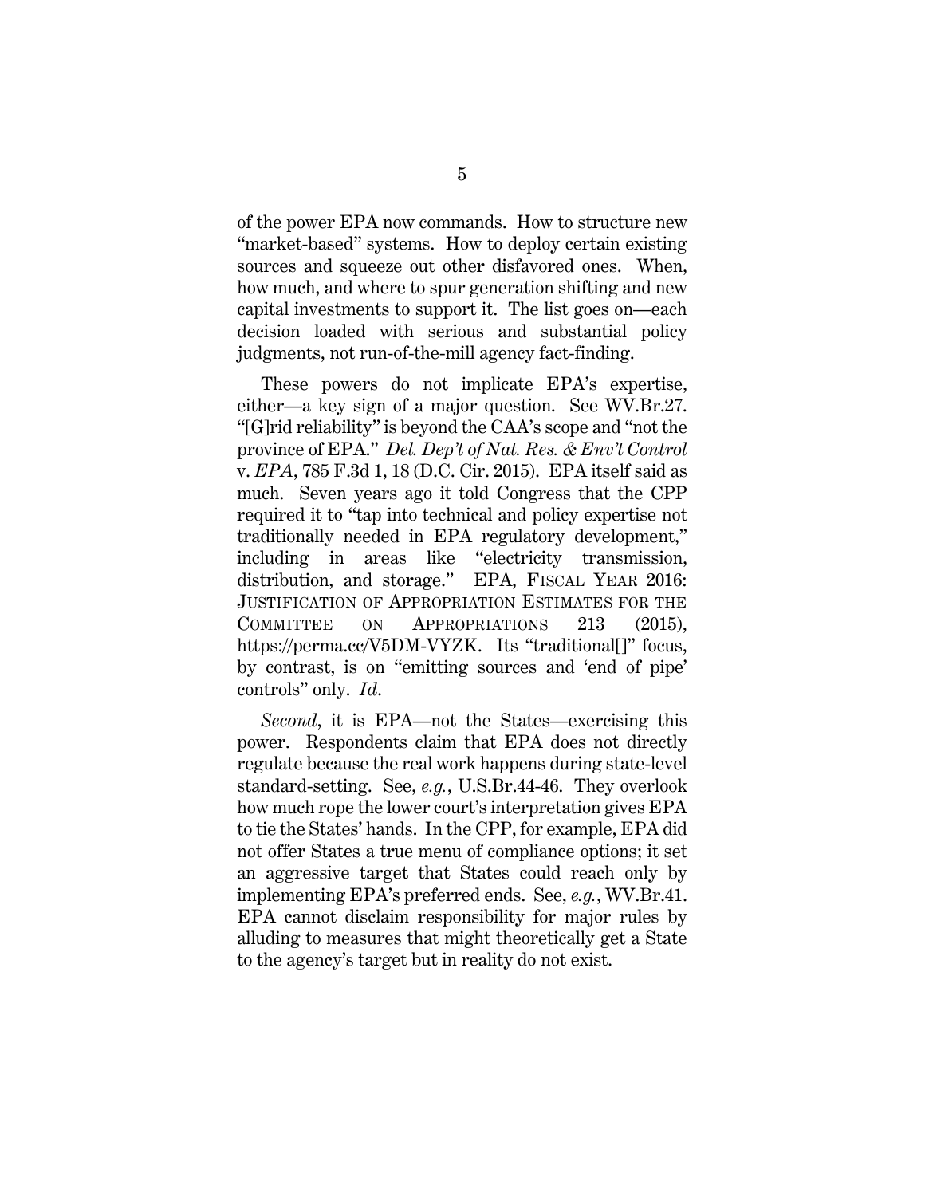of the power EPA now commands. How to structure new "market-based" systems. How to deploy certain existing sources and squeeze out other disfavored ones. When, how much, and where to spur generation shifting and new capital investments to support it. The list goes on—each decision loaded with serious and substantial policy judgments, not run-of-the-mill agency fact-finding.

These powers do not implicate EPA's expertise, either—a key sign of a major question. See WV.Br.27. "[G]rid reliability" is beyond the CAA's scope and "not the province of EPA." *Del. Dep't of Nat. Res. & Env't Control* v. *EPA*, 785 F.3d 1, 18 (D.C. Cir. 2015). EPA itself said as much. Seven years ago it told Congress that the CPP required it to "tap into technical and policy expertise not traditionally needed in EPA regulatory development," including in areas like "electricity transmission, distribution, and storage." EPA, FISCAL YEAR 2016: JUSTIFICATION OF APPROPRIATION ESTIMATES FOR THE COMMITTEE ON APPROPRIATIONS 213 (2015), https://perma.cc/V5DM-VYZK. Its "traditional[]" focus, by contrast, is on "emitting sources and 'end of pipe' controls" only. *Id*.

*Second*, it is EPA—not the States—exercising this power. Respondents claim that EPA does not directly regulate because the real work happens during state-level standard-setting. See, *e.g.*, U.S.Br.44-46. They overlook how much rope the lower court's interpretation gives EPA to tie the States' hands. In the CPP, for example, EPA did not offer States a true menu of compliance options; it set an aggressive target that States could reach only by implementing EPA's preferred ends. See, *e.g.*, WV.Br.41. EPA cannot disclaim responsibility for major rules by alluding to measures that might theoretically get a State to the agency's target but in reality do not exist.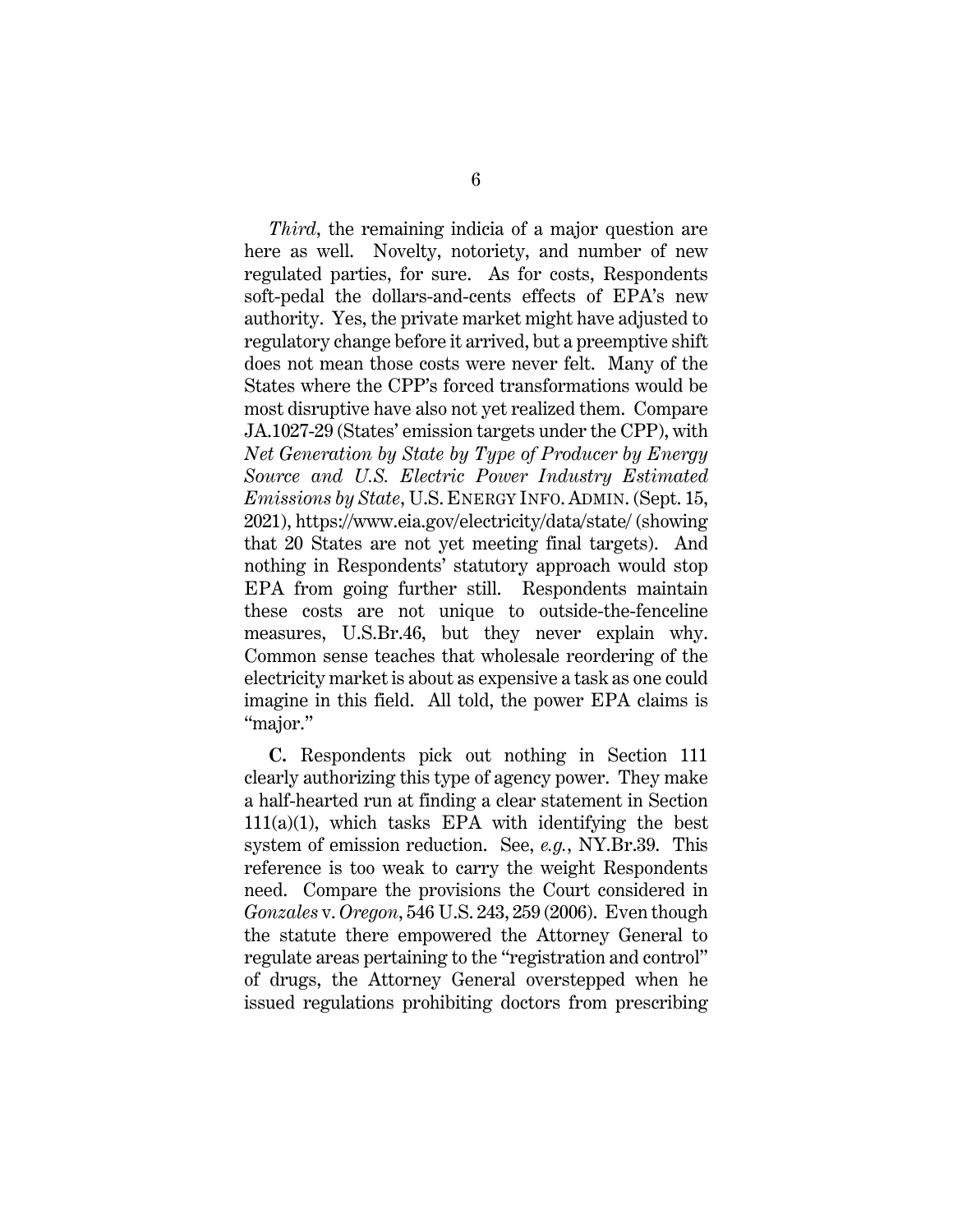*Third*, the remaining indicia of a major question are here as well. Novelty, notoriety, and number of new regulated parties, for sure. As for costs, Respondents soft-pedal the dollars-and-cents effects of EPA's new authority. Yes, the private market might have adjusted to regulatory change before it arrived, but a preemptive shift does not mean those costs were never felt. Many of the States where the CPP's forced transformations would be most disruptive have also not yet realized them. Compare JA.1027-29 (States' emission targets under the CPP), with *Net Generation by State by Type of Producer by Energy Source and U.S. Electric Power Industry Estimated Emissions by State*, U.S. ENERGY INFO. ADMIN. (Sept. 15, 2021), https://www.eia.gov/electricity/data/state/ (showing that 20 States are not yet meeting final targets). And nothing in Respondents' statutory approach would stop EPA from going further still. Respondents maintain these costs are not unique to outside-the-fenceline measures, U.S.Br.46, but they never explain why. Common sense teaches that wholesale reordering of the electricity market is about as expensive a task as one could imagine in this field. All told, the power EPA claims is "major."

**C.** Respondents pick out nothing in Section 111 clearly authorizing this type of agency power. They make a half-hearted run at finding a clear statement in Section 111(a)(1), which tasks EPA with identifying the best system of emission reduction. See, *e.g.*, NY.Br.39. This reference is too weak to carry the weight Respondents need. Compare the provisions the Court considered in *Gonzales* v. *Oregon*, 546 U.S. 243, 259 (2006). Even though the statute there empowered the Attorney General to regulate areas pertaining to the "registration and control" of drugs, the Attorney General overstepped when he issued regulations prohibiting doctors from prescribing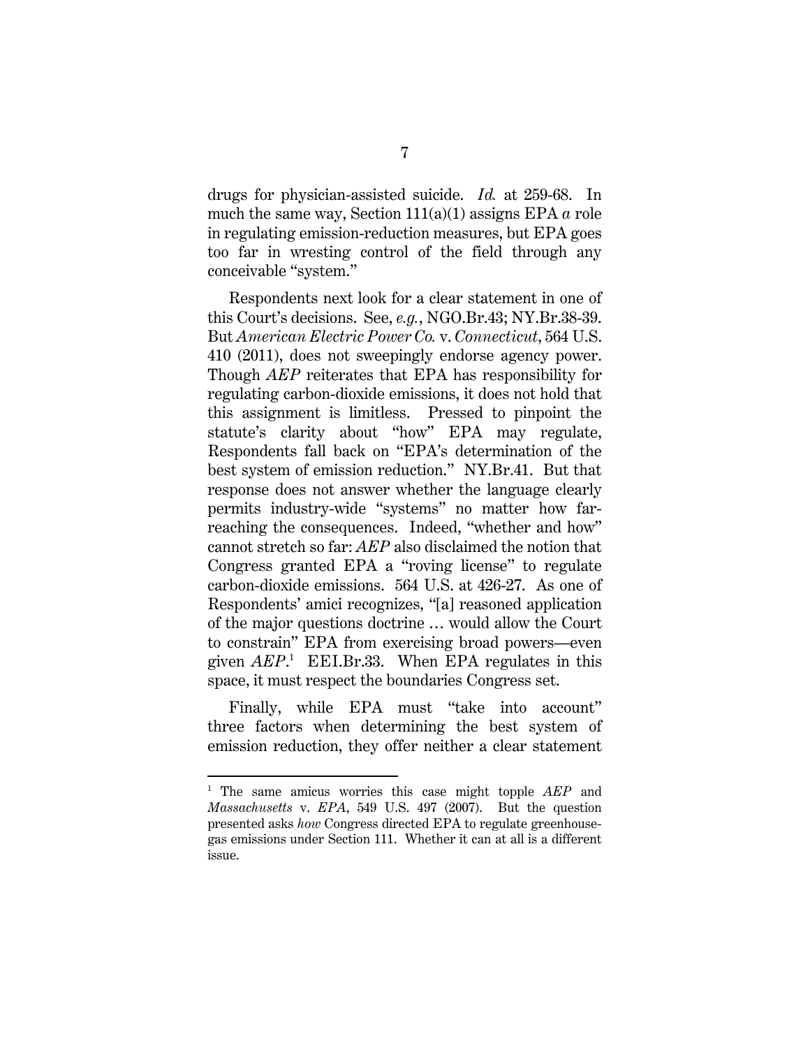drugs for physician-assisted suicide. *Id.* at 259-68. In much the same way, Section 111(a)(1) assigns EPA *a* role in regulating emission-reduction measures, but EPA goes too far in wresting control of the field through any conceivable "system."

Respondents next look for a clear statement in one of this Court's decisions. See, *e.g.*, NGO.Br.43; NY.Br.38-39. But *American Electric Power Co.* v. *Connecticut*, 564 U.S. 410 (2011), does not sweepingly endorse agency power. Though *AEP* reiterates that EPA has responsibility for regulating carbon-dioxide emissions, it does not hold that this assignment is limitless. Pressed to pinpoint the statute's clarity about "how" EPA may regulate, Respondents fall back on "EPA's determination of the best system of emission reduction." NY.Br.41. But that response does not answer whether the language clearly permits industry-wide "systems" no matter how far-reaching the consequences. Indeed, "whether and how" cannot stretch so far: *AEP* also disclaimed the notion that Congress granted EPA a "roving license" to regulate carbon-dioxide emissions. 564 U.S. at 426-27. As one of Respondents' amici recognizes, "[a] reasoned application of the major questions doctrine … would allow the Court to constrain" EPA from exercising broad powers—even given *AEP*.[1] EEI.Br.33. When EPA regulates in this space, it must respect the boundaries Congress set.

Finally, while EPA must "take into account" three factors when determining the best system of emission reduction, they offer neither a clear statement

---

[1] The same amicus worries this case might topple *AEP* and *Massachusetts* v. *EPA*, 549 U.S. 497 (2007). But the question presented asks *how* Congress directed EPA to regulate greenhouse-gas emissions under Section 111. Whether it can at all is a different issue.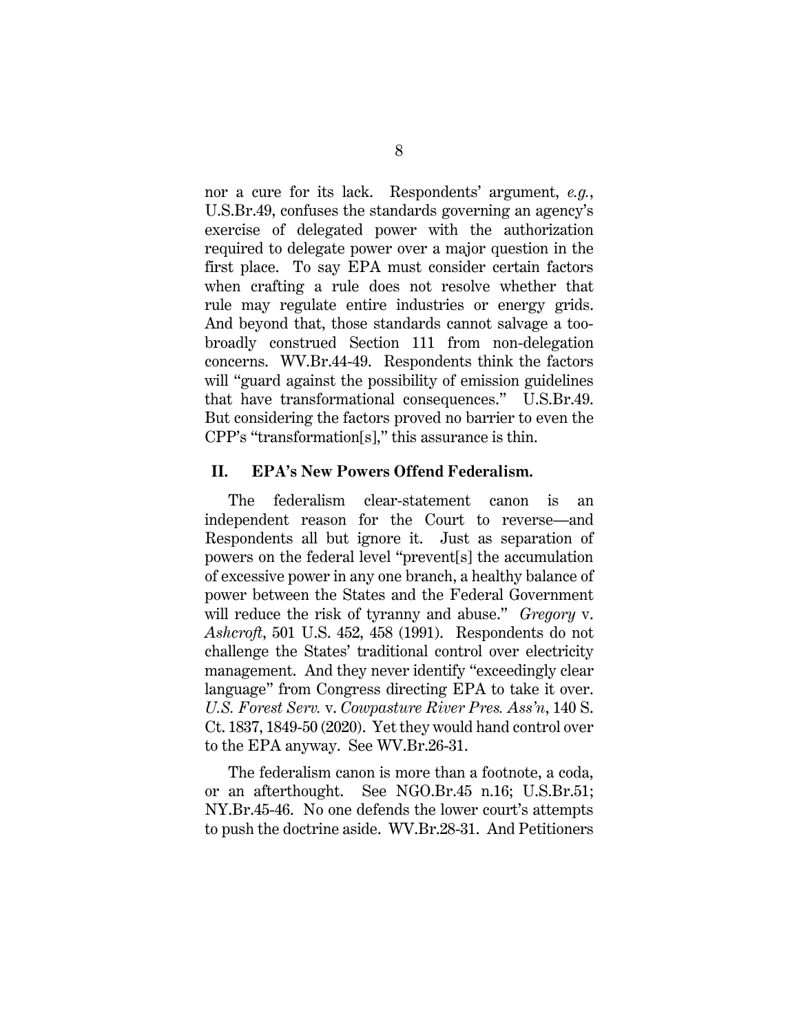nor a cure for its lack. Respondents' argument, *e.g.*, U.S.Br.49, confuses the standards governing an agency's exercise of delegated power with the authorization required to delegate power over a major question in the first place. To say EPA must consider certain factors when crafting a rule does not resolve whether that rule may regulate entire industries or energy grids. And beyond that, those standards cannot salvage a too-broadly construed Section 111 from non-delegation concerns. WV.Br.44-49. Respondents think the factors will "guard against the possibility of emission guidelines that have transformational consequences." U.S.Br.49. But considering the factors proved no barrier to even the CPP's "transformation[s]," this assurance is thin.

## II. EPA's New Powers Offend Federalism.

The federalism clear-statement canon is an independent reason for the Court to reverse—and Respondents all but ignore it. Just as separation of powers on the federal level "prevent[s] the accumulation of excessive power in any one branch, a healthy balance of power between the States and the Federal Government will reduce the risk of tyranny and abuse." *Gregory* v. *Ashcroft*, 501 U.S. 452, 458 (1991). Respondents do not challenge the States' traditional control over electricity management. And they never identify "exceedingly clear language" from Congress directing EPA to take it over. *U.S. Forest Serv.* v. *Cowpasture River Pres. Ass'n*, 140 S. Ct. 1837, 1849-50 (2020). Yet they would hand control over to the EPA anyway. See WV.Br.26-31.

The federalism canon is more than a footnote, a coda, or an afterthought. See NGO.Br.45 n.16; U.S.Br.51; NY.Br.45-46. No one defends the lower court's attempts to push the doctrine aside. WV.Br.28-31. And Petitioners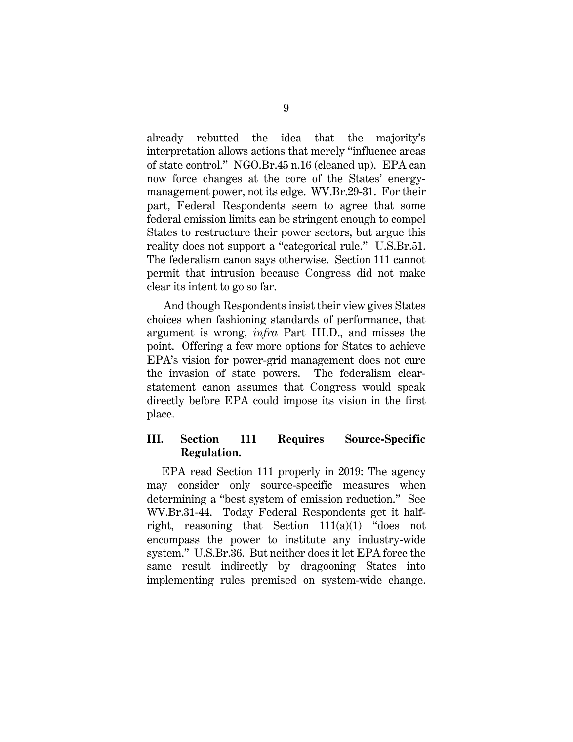already rebutted the idea that the majority's interpretation allows actions that merely "influence areas of state control." NGO.Br.45 n.16 (cleaned up). EPA can now force changes at the core of the States' energy-management power, not its edge. WV.Br.29-31. For their part, Federal Respondents seem to agree that some federal emission limits can be stringent enough to compel States to restructure their power sectors, but argue this reality does not support a "categorical rule." U.S.Br.51. The federalism canon says otherwise. Section 111 cannot permit that intrusion because Congress did not make clear its intent to go so far.

And though Respondents insist their view gives States choices when fashioning standards of performance, that argument is wrong, *infra* Part III.D., and misses the point. Offering a few more options for States to achieve EPA's vision for power-grid management does not cure the invasion of state powers. The federalism clear-statement canon assumes that Congress would speak directly before EPA could impose its vision in the first place.

## III. Section 111 Requires Source-Specific Regulation.

EPA read Section 111 properly in 2019: The agency may consider only source-specific measures when determining a "best system of emission reduction." See WV.Br.31-44. Today Federal Respondents get it half-right, reasoning that Section 111(a)(1) "does not encompass the power to institute any industry-wide system." U.S.Br.36. But neither does it let EPA force the same result indirectly by dragooning States into implementing rules premised on system-wide change.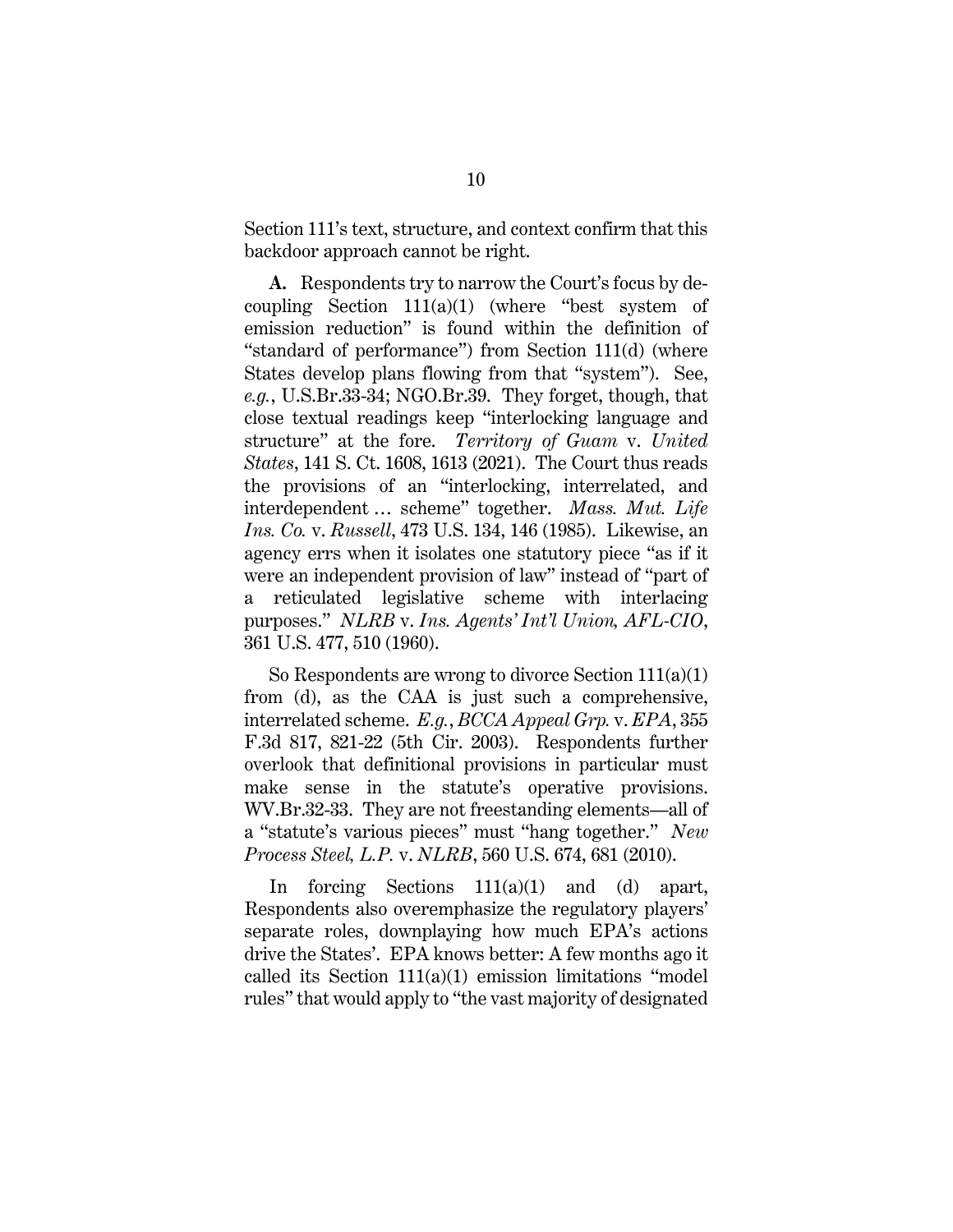Section 111's text, structure, and context confirm that this backdoor approach cannot be right.

**A.** Respondents try to narrow the Court's focus by decoupling Section 111(a)(1) (where "best system of emission reduction" is found within the definition of "standard of performance") from Section 111(d) (where States develop plans flowing from that "system"). See, *e.g.*, U.S.Br.33-34; NGO.Br.39. They forget, though, that close textual readings keep "interlocking language and structure" at the fore. *Territory of Guam* v. *United States*, 141 S. Ct. 1608, 1613 (2021). The Court thus reads the provisions of an "interlocking, interrelated, and interdependent … scheme" together. *Mass. Mut. Life Ins. Co.* v. *Russell*, 473 U.S. 134, 146 (1985). Likewise, an agency errs when it isolates one statutory piece "as if it were an independent provision of law" instead of "part of a reticulated legislative scheme with interlacing purposes." *NLRB* v. *Ins. Agents' Int'l Union, AFL-CIO*, 361 U.S. 477, 510 (1960).

So Respondents are wrong to divorce Section 111(a)(1) from (d), as the CAA is just such a comprehensive, interrelated scheme. *E.g.*, *BCCA Appeal Grp.* v. *EPA*, 355 F.3d 817, 821-22 (5th Cir. 2003). Respondents further overlook that definitional provisions in particular must make sense in the statute's operative provisions. WV.Br.32-33. They are not freestanding elements—all of a "statute's various pieces" must "hang together." *New Process Steel, L.P.* v. *NLRB*, 560 U.S. 674, 681 (2010).

In forcing Sections 111(a)(1) and (d) apart, Respondents also overemphasize the regulatory players' separate roles, downplaying how much EPA's actions drive the States'. EPA knows better: A few months ago it called its Section 111(a)(1) emission limitations "model rules" that would apply to "the vast majority of designated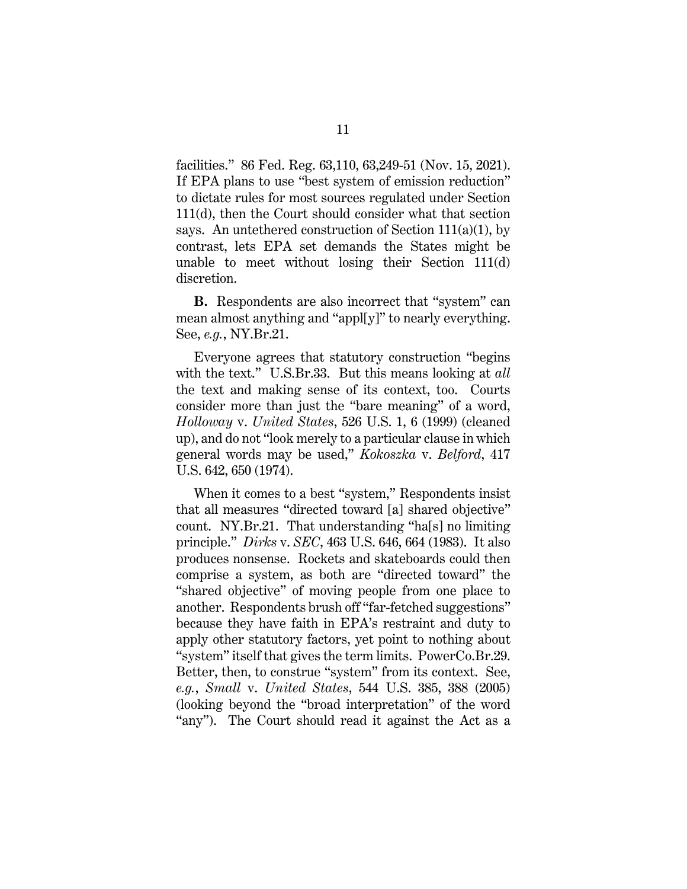facilities." 86 Fed. Reg. 63,110, 63,249-51 (Nov. 15, 2021). If EPA plans to use "best system of emission reduction" to dictate rules for most sources regulated under Section 111(d), then the Court should consider what that section says. An untethered construction of Section 111(a)(1), by contrast, lets EPA set demands the States might be unable to meet without losing their Section 111(d) discretion.

**B.** Respondents are also incorrect that "system" can mean almost anything and "appl[y]" to nearly everything. See, *e.g.*, NY.Br.21.

Everyone agrees that statutory construction "begins with the text." U.S.Br.33. But this means looking at *all* the text and making sense of its context, too. Courts consider more than just the "bare meaning" of a word, *Holloway* v. *United States*, 526 U.S. 1, 6 (1999) (cleaned up), and do not "look merely to a particular clause in which general words may be used," *Kokoszka* v. *Belford*, 417 U.S. 642, 650 (1974).

When it comes to a best "system," Respondents insist that all measures "directed toward [a] shared objective" count. NY.Br.21. That understanding "ha[s] no limiting principle." *Dirks* v. *SEC*, 463 U.S. 646, 664 (1983). It also produces nonsense. Rockets and skateboards could then comprise a system, as both are "directed toward" the "shared objective" of moving people from one place to another. Respondents brush off "far-fetched suggestions" because they have faith in EPA's restraint and duty to apply other statutory factors, yet point to nothing about "system" itself that gives the term limits. PowerCo.Br.29. Better, then, to construe "system" from its context. See, *e.g.*, *Small* v. *United States*, 544 U.S. 385, 388 (2005) (looking beyond the "broad interpretation" of the word "any"). The Court should read it against the Act as a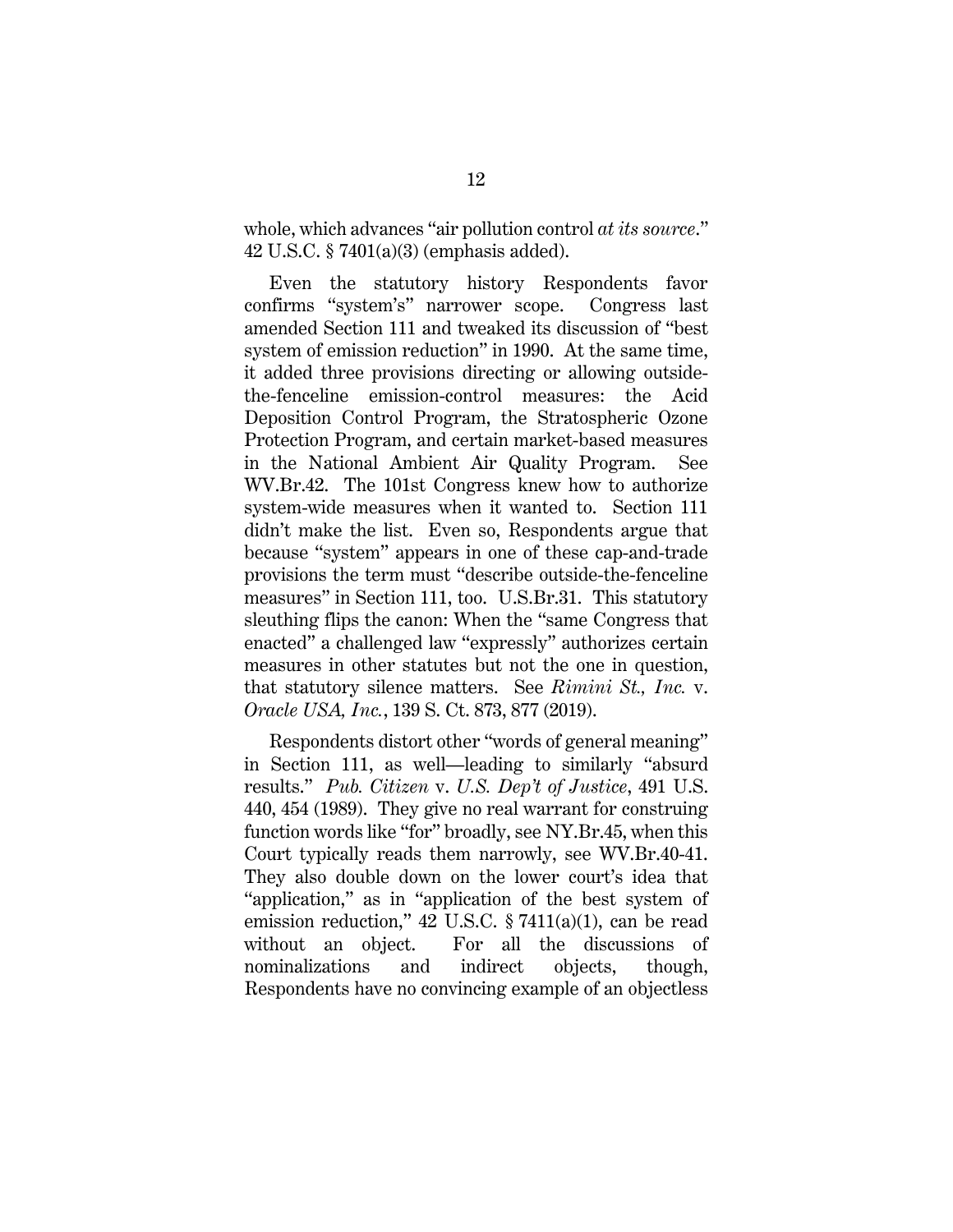whole, which advances "air pollution control *at its source*." 42 U.S.C. § 7401(a)(3) (emphasis added).

Even the statutory history Respondents favor confirms "system's" narrower scope. Congress last amended Section 111 and tweaked its discussion of "best system of emission reduction" in 1990. At the same time, it added three provisions directing or allowing outside-the-fenceline emission-control measures: the Acid Deposition Control Program, the Stratospheric Ozone Protection Program, and certain market-based measures in the National Ambient Air Quality Program. See WV.Br.42. The 101st Congress knew how to authorize system-wide measures when it wanted to. Section 111 didn't make the list. Even so, Respondents argue that because "system" appears in one of these cap-and-trade provisions the term must "describe outside-the-fenceline measures" in Section 111, too. U.S.Br.31. This statutory sleuthing flips the canon: When the "same Congress that enacted" a challenged law "expressly" authorizes certain measures in other statutes but not the one in question, that statutory silence matters. See *Rimini St., Inc.* v. *Oracle USA, Inc.*, 139 S. Ct. 873, 877 (2019).

Respondents distort other "words of general meaning" in Section 111, as well—leading to similarly "absurd results." *Pub. Citizen* v. *U.S. Dep't of Justice*, 491 U.S. 440, 454 (1989). They give no real warrant for construing function words like "for" broadly, see NY.Br.45, when this Court typically reads them narrowly, see WV.Br.40-41. They also double down on the lower court's idea that "application," as in "application of the best system of emission reduction," 42 U.S.C. § 7411(a)(1), can be read without an object. For all the discussions of nominalizations and indirect objects, though, Respondents have no convincing example of an objectless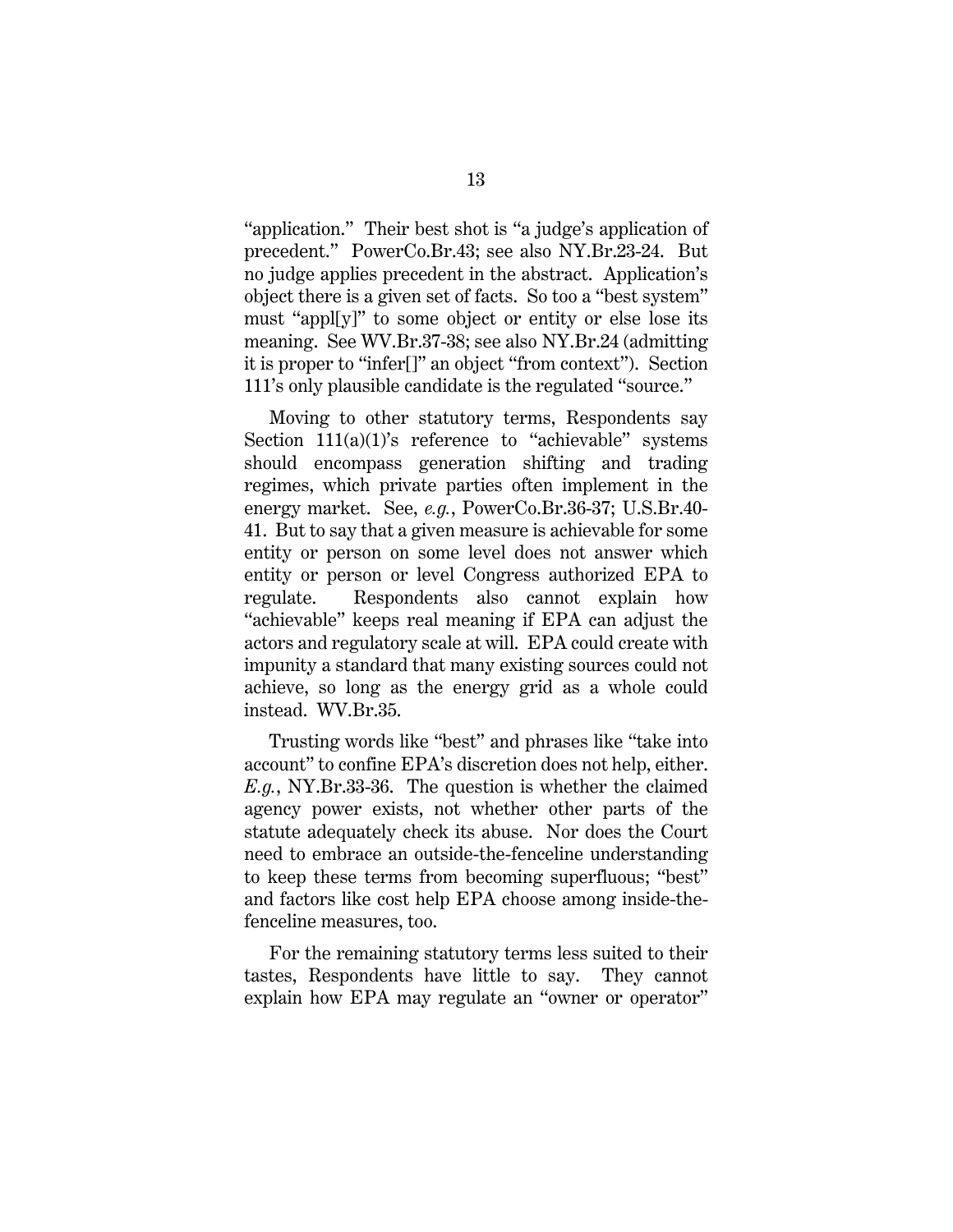"application." Their best shot is "a judge's application of precedent." PowerCo.Br.43; see also NY.Br.23-24. But no judge applies precedent in the abstract. Application's object there is a given set of facts. So too a "best system" must "appl[y]" to some object or entity or else lose its meaning. See WV.Br.37-38; see also NY.Br.24 (admitting it is proper to "infer[]" an object "from context"). Section 111's only plausible candidate is the regulated "source."

Moving to other statutory terms, Respondents say Section 111(a)(1)'s reference to "achievable" systems should encompass generation shifting and trading regimes, which private parties often implement in the energy market. See, *e.g.*, PowerCo.Br.36-37; U.S.Br.40-41. But to say that a given measure is achievable for some entity or person on some level does not answer which entity or person or level Congress authorized EPA to regulate. Respondents also cannot explain how "achievable" keeps real meaning if EPA can adjust the actors and regulatory scale at will. EPA could create with impunity a standard that many existing sources could not achieve, so long as the energy grid as a whole could instead. WV.Br.35.

Trusting words like "best" and phrases like "take into account" to confine EPA's discretion does not help, either. *E.g.*, NY.Br.33-36. The question is whether the claimed agency power exists, not whether other parts of the statute adequately check its abuse. Nor does the Court need to embrace an outside-the-fenceline understanding to keep these terms from becoming superfluous; "best" and factors like cost help EPA choose among inside-the-fenceline measures, too.

For the remaining statutory terms less suited to their tastes, Respondents have little to say. They cannot explain how EPA may regulate an "owner or operator"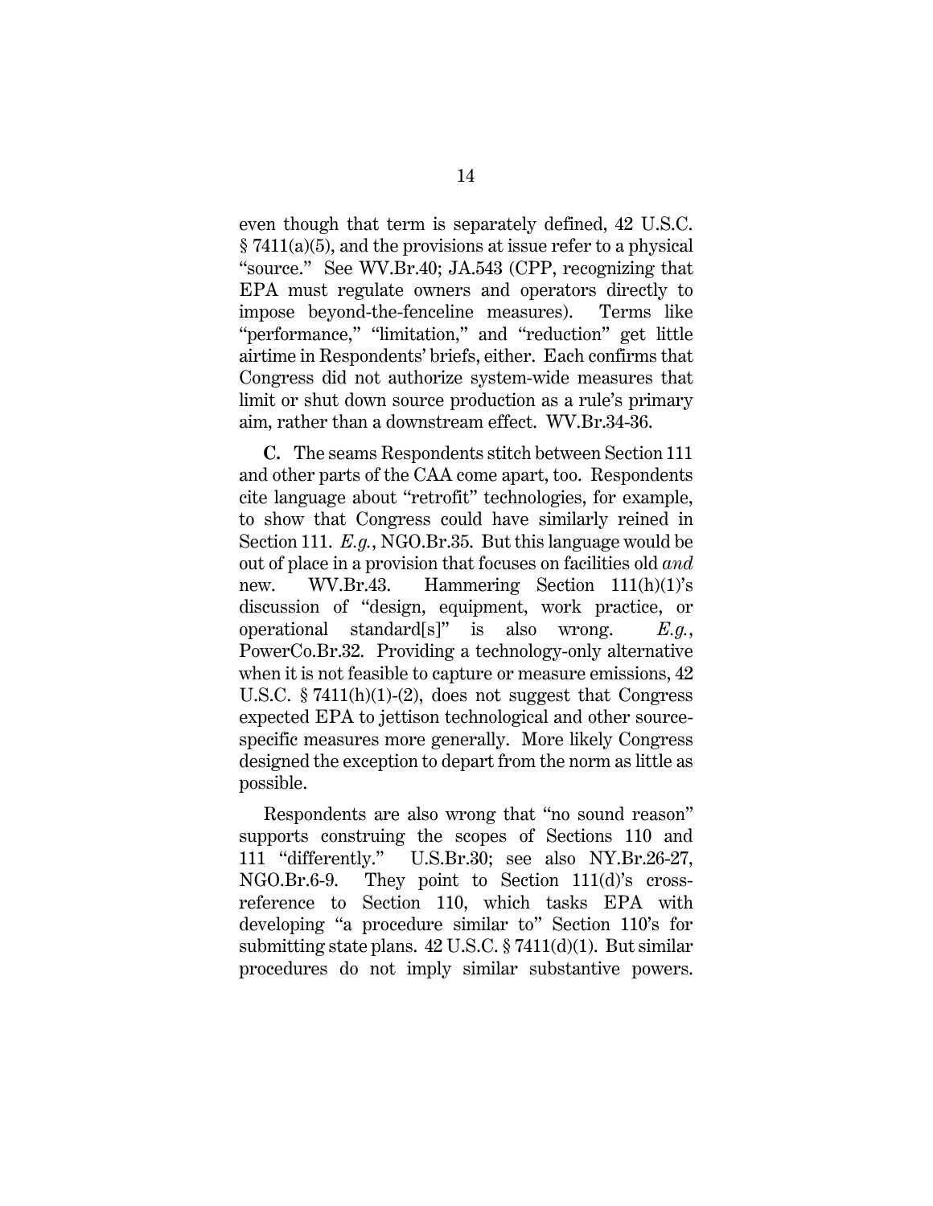even though that term is separately defined, 42 U.S.C. § 7411(a)(5), and the provisions at issue refer to a physical "source." See WV.Br.40; JA.543 (CPP, recognizing that EPA must regulate owners and operators directly to impose beyond-the-fenceline measures). Terms like "performance," "limitation," and "reduction" get little airtime in Respondents' briefs, either. Each confirms that Congress did not authorize system-wide measures that limit or shut down source production as a rule's primary aim, rather than a downstream effect. WV.Br.34-36.

**C.** The seams Respondents stitch between Section 111 and other parts of the CAA come apart, too. Respondents cite language about "retrofit" technologies, for example, to show that Congress could have similarly reined in Section 111. *E.g.*, NGO.Br.35. But this language would be out of place in a provision that focuses on facilities old *and* new. WV.Br.43. Hammering Section 111(h)(1)'s discussion of "design, equipment, work practice, or operational standard[s]" is also wrong. *E.g.*, PowerCo.Br.32. Providing a technology-only alternative when it is not feasible to capture or measure emissions, 42 U.S.C. § 7411(h)(1)-(2), does not suggest that Congress expected EPA to jettison technological and other source-specific measures more generally. More likely Congress designed the exception to depart from the norm as little as possible.

Respondents are also wrong that "no sound reason" supports construing the scopes of Sections 110 and 111 "differently." U.S.Br.30; see also NY.Br.26-27, NGO.Br.6-9. They point to Section 111(d)'s cross-reference to Section 110, which tasks EPA with developing "a procedure similar to" Section 110's for submitting state plans. 42 U.S.C. § 7411(d)(1). But similar procedures do not imply similar substantive powers.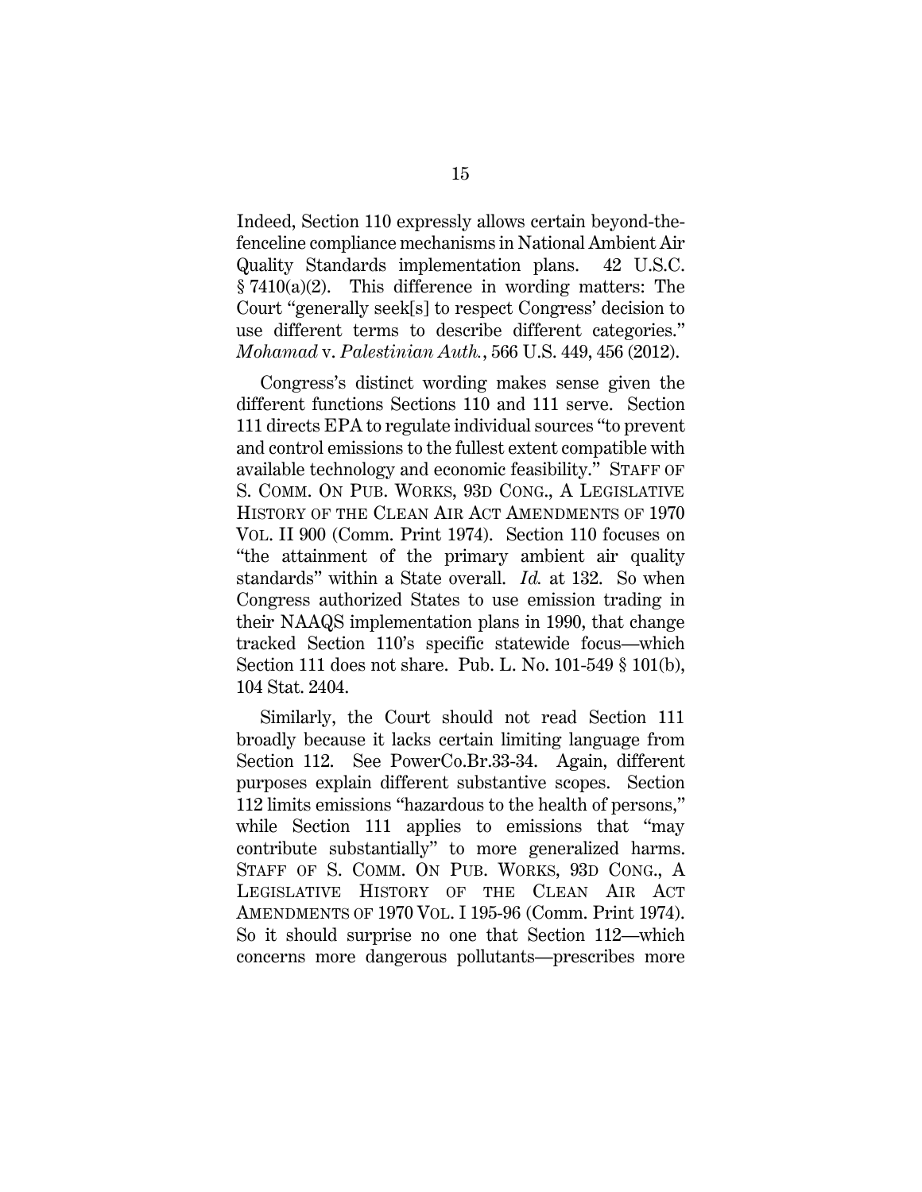Indeed, Section 110 expressly allows certain beyond-the-fenceline compliance mechanisms in National Ambient Air Quality Standards implementation plans. 42 U.S.C. § 7410(a)(2). This difference in wording matters: The Court "generally seek[s] to respect Congress' decision to use different terms to describe different categories." *Mohamad* v. *Palestinian Auth.*, 566 U.S. 449, 456 (2012).

Congress's distinct wording makes sense given the different functions Sections 110 and 111 serve. Section 111 directs EPA to regulate individual sources "to prevent and control emissions to the fullest extent compatible with available technology and economic feasibility." STAFF OF S. COMM. ON PUB. WORKS, 93D CONG., A LEGISLATIVE HISTORY OF THE CLEAN AIR ACT AMENDMENTS OF 1970 VOL. II 900 (Comm. Print 1974). Section 110 focuses on "the attainment of the primary ambient air quality standards" within a State overall. *Id.* at 132. So when Congress authorized States to use emission trading in their NAAQS implementation plans in 1990, that change tracked Section 110's specific statewide focus—which Section 111 does not share. Pub. L. No. 101-549 § 101(b), 104 Stat. 2404.

Similarly, the Court should not read Section 111 broadly because it lacks certain limiting language from Section 112. See PowerCo.Br.33-34. Again, different purposes explain different substantive scopes. Section 112 limits emissions "hazardous to the health of persons," while Section 111 applies to emissions that "may contribute substantially" to more generalized harms. STAFF OF S. COMM. ON PUB. WORKS, 93D CONG., A LEGISLATIVE HISTORY OF THE CLEAN AIR ACT AMENDMENTS OF 1970 VOL. I 195-96 (Comm. Print 1974). So it should surprise no one that Section 112—which concerns more dangerous pollutants—prescribes more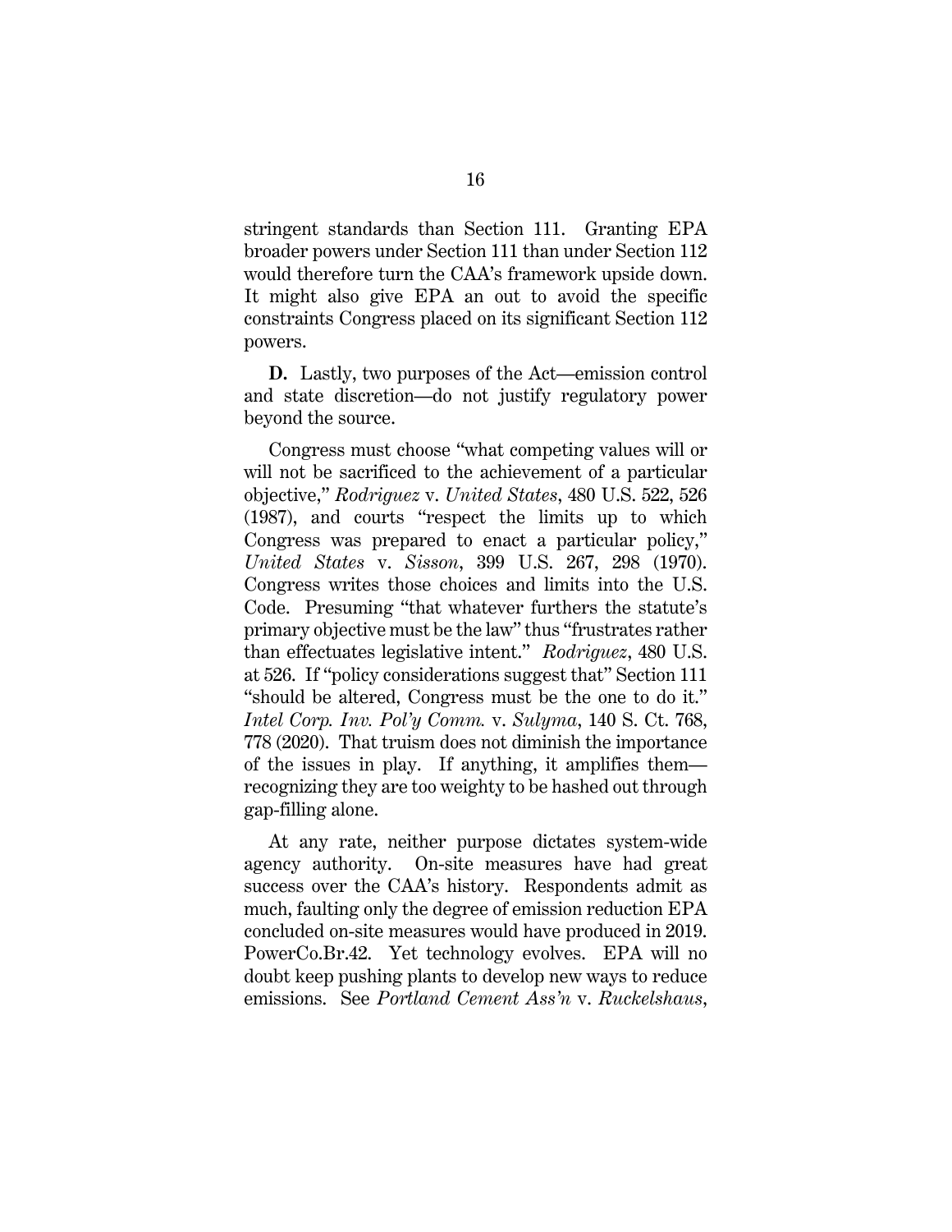stringent standards than Section 111. Granting EPA broader powers under Section 111 than under Section 112 would therefore turn the CAA's framework upside down. It might also give EPA an out to avoid the specific constraints Congress placed on its significant Section 112 powers.

**D.** Lastly, two purposes of the Act—emission control and state discretion—do not justify regulatory power beyond the source.

Congress must choose "what competing values will or will not be sacrificed to the achievement of a particular objective," *Rodriguez* v. *United States*, 480 U.S. 522, 526 (1987), and courts "respect the limits up to which Congress was prepared to enact a particular policy," *United States* v. *Sisson*, 399 U.S. 267, 298 (1970). Congress writes those choices and limits into the U.S. Code. Presuming "that whatever furthers the statute's primary objective must be the law" thus "frustrates rather than effectuates legislative intent." *Rodriguez*, 480 U.S. at 526. If "policy considerations suggest that" Section 111 "should be altered, Congress must be the one to do it." *Intel Corp. Inv. Pol'y Comm.* v. *Sulyma*, 140 S. Ct. 768, 778 (2020). That truism does not diminish the importance of the issues in play. If anything, it amplifies them—recognizing they are too weighty to be hashed out through gap-filling alone.

At any rate, neither purpose dictates system-wide agency authority. On-site measures have had great success over the CAA's history. Respondents admit as much, faulting only the degree of emission reduction EPA concluded on-site measures would have produced in 2019. PowerCo.Br.42. Yet technology evolves. EPA will no doubt keep pushing plants to develop new ways to reduce emissions. See *Portland Cement Ass'n* v. *Ruckelshaus*,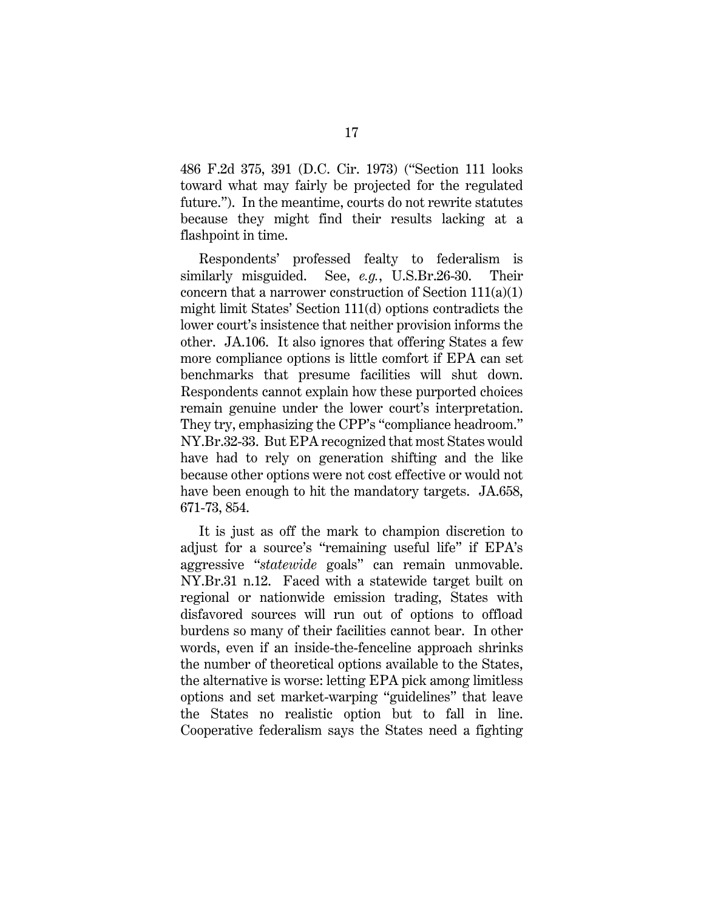486 F.2d 375, 391 (D.C. Cir. 1973) ("Section 111 looks toward what may fairly be projected for the regulated future."). In the meantime, courts do not rewrite statutes because they might find their results lacking at a flashpoint in time.

Respondents' professed fealty to federalism is similarly misguided. See, *e.g.*, U.S.Br.26-30. Their concern that a narrower construction of Section 111(a)(1) might limit States' Section 111(d) options contradicts the lower court's insistence that neither provision informs the other. JA.106. It also ignores that offering States a few more compliance options is little comfort if EPA can set benchmarks that presume facilities will shut down. Respondents cannot explain how these purported choices remain genuine under the lower court's interpretation. They try, emphasizing the CPP's "compliance headroom." NY.Br.32-33. But EPA recognized that most States would have had to rely on generation shifting and the like because other options were not cost effective or would not have been enough to hit the mandatory targets. JA.658, 671-73, 854.

It is just as off the mark to champion discretion to adjust for a source's "remaining useful life" if EPA's aggressive "*statewide* goals" can remain unmovable. NY.Br.31 n.12. Faced with a statewide target built on regional or nationwide emission trading, States with disfavored sources will run out of options to offload burdens so many of their facilities cannot bear. In other words, even if an inside-the-fenceline approach shrinks the number of theoretical options available to the States, the alternative is worse: letting EPA pick among limitless options and set market-warping "guidelines" that leave the States no realistic option but to fall in line. Cooperative federalism says the States need a fighting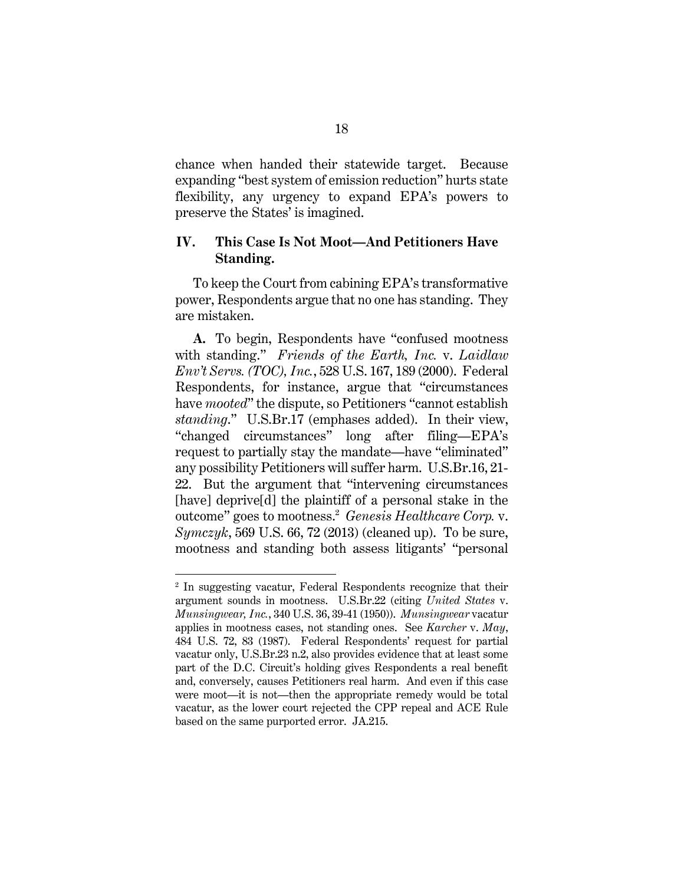chance when handed their statewide target. Because expanding "best system of emission reduction" hurts state flexibility, any urgency to expand EPA's powers to preserve the States' is imagined.

## IV. This Case Is Not Moot—And Petitioners Have Standing.

To keep the Court from cabining EPA's transformative power, Respondents argue that no one has standing. They are mistaken.

**A.** To begin, Respondents have "confused mootness with standing." *Friends of the Earth, Inc.* v. *Laidlaw Env't Servs. (TOC), Inc.*, 528 U.S. 167, 189 (2000). Federal Respondents, for instance, argue that "circumstances have *mooted*" the dispute, so Petitioners "cannot establish *standing*." U.S.Br.17 (emphases added). In their view, "changed circumstances" long after filing—EPA's request to partially stay the mandate—have "eliminated" any possibility Petitioners will suffer harm. U.S.Br.16, 21-22. But the argument that "intervening circumstances [have] deprive[d] the plaintiff of a personal stake in the outcome" goes to mootness.[2] *Genesis Healthcare Corp.* v. *Symczyk*, 569 U.S. 66, 72 (2013) (cleaned up). To be sure, mootness and standing both assess litigants' "personal

---

[2] In suggesting vacatur, Federal Respondents recognize that their argument sounds in mootness. U.S.Br.22 (citing *United States* v. *Munsingwear, Inc.*, 340 U.S. 36, 39-41 (1950)). *Munsingwear* vacatur applies in mootness cases, not standing ones. See *Karcher* v. *May*, 484 U.S. 72, 83 (1987). Federal Respondents' request for partial vacatur only, U.S.Br.23 n.2, also provides evidence that at least some part of the D.C. Circuit's holding gives Respondents a real benefit and, conversely, causes Petitioners real harm. And even if this case were moot—it is not—then the appropriate remedy would be total vacatur, as the lower court rejected the CPP repeal and ACE Rule based on the same purported error. JA.215.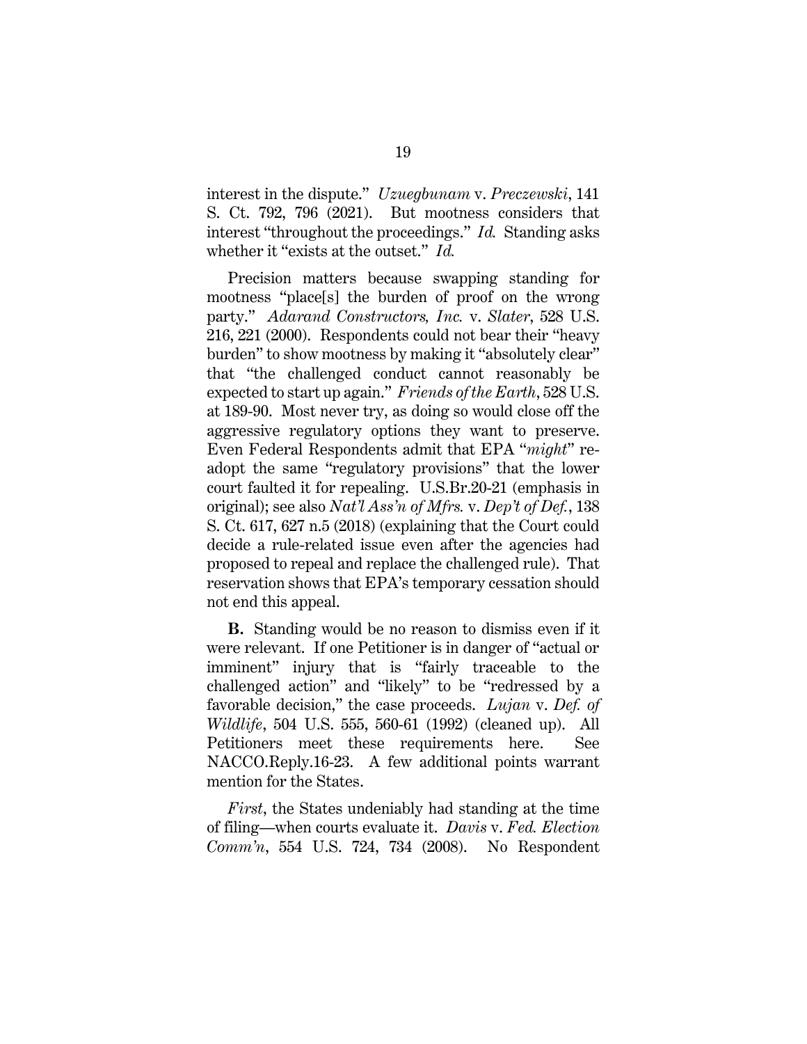interest in the dispute." *Uzuegbunam* v. *Preczewski*, 141 S. Ct. 792, 796 (2021). But mootness considers that interest "throughout the proceedings." *Id.* Standing asks whether it "exists at the outset." *Id.*

Precision matters because swapping standing for mootness "place[s] the burden of proof on the wrong party." *Adarand Constructors, Inc.* v. *Slater*, 528 U.S. 216, 221 (2000). Respondents could not bear their "heavy burden" to show mootness by making it "absolutely clear" that "the challenged conduct cannot reasonably be expected to start up again." *Friends of the Earth*, 528 U.S. at 189-90. Most never try, as doing so would close off the aggressive regulatory options they want to preserve. Even Federal Respondents admit that EPA "*might*" re-adopt the same "regulatory provisions" that the lower court faulted it for repealing. U.S.Br.20-21 (emphasis in original); see also *Nat'l Ass'n of Mfrs.* v. *Dep't of Def.*, 138 S. Ct. 617, 627 n.5 (2018) (explaining that the Court could decide a rule-related issue even after the agencies had proposed to repeal and replace the challenged rule). That reservation shows that EPA's temporary cessation should not end this appeal.

**B.** Standing would be no reason to dismiss even if it were relevant. If one Petitioner is in danger of "actual or imminent" injury that is "fairly traceable to the challenged action" and "likely" to be "redressed by a favorable decision," the case proceeds. *Lujan* v. *Def. of Wildlife*, 504 U.S. 555, 560-61 (1992) (cleaned up). All Petitioners meet these requirements here. See NACCO.Reply.16-23. A few additional points warrant mention for the States.

*First*, the States undeniably had standing at the time of filing—when courts evaluate it. *Davis* v. *Fed. Election Comm'n*, 554 U.S. 724, 734 (2008). No Respondent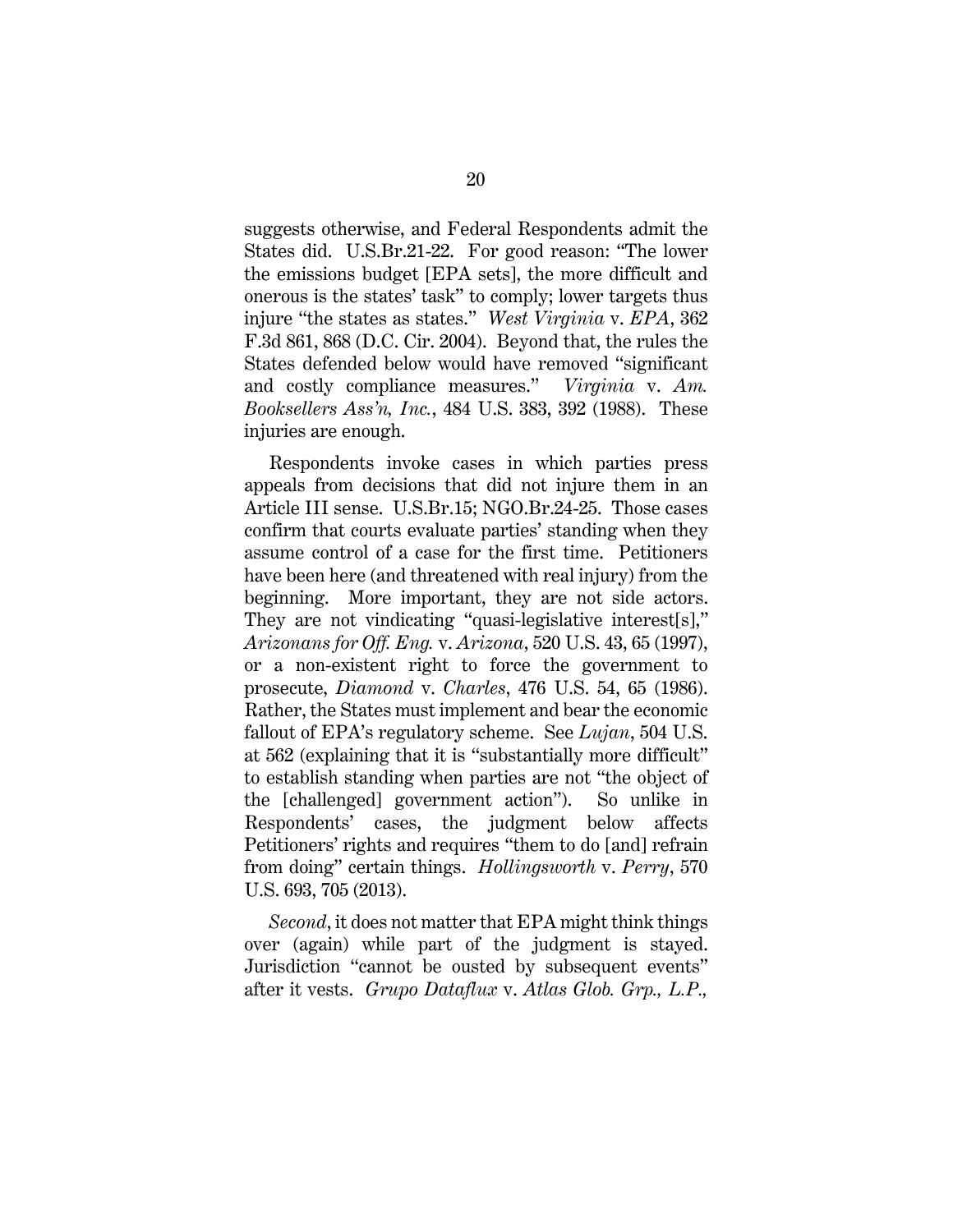suggests otherwise, and Federal Respondents admit the States did. U.S.Br.21-22. For good reason: "The lower the emissions budget [EPA sets], the more difficult and onerous is the states' task" to comply; lower targets thus injure "the states as states." *West Virginia* v. *EPA*, 362 F.3d 861, 868 (D.C. Cir. 2004). Beyond that, the rules the States defended below would have removed "significant and costly compliance measures." *Virginia* v. *Am. Booksellers Ass'n, Inc.*, 484 U.S. 383, 392 (1988). These injuries are enough.

Respondents invoke cases in which parties press appeals from decisions that did not injure them in an Article III sense. U.S.Br.15; NGO.Br.24-25. Those cases confirm that courts evaluate parties' standing when they assume control of a case for the first time. Petitioners have been here (and threatened with real injury) from the beginning. More important, they are not side actors. They are not vindicating "quasi-legislative interest[s]," *Arizonans for Off. Eng.* v. *Arizona*, 520 U.S. 43, 65 (1997), or a non-existent right to force the government to prosecute, *Diamond* v. *Charles*, 476 U.S. 54, 65 (1986). Rather, the States must implement and bear the economic fallout of EPA's regulatory scheme. See *Lujan*, 504 U.S. at 562 (explaining that it is "substantially more difficult" to establish standing when parties are not "the object of the [challenged] government action"). So unlike in Respondents' cases, the judgment below affects Petitioners' rights and requires "them to do [and] refrain from doing" certain things. *Hollingsworth* v. *Perry*, 570 U.S. 693, 705 (2013).

*Second*, it does not matter that EPA might think things over (again) while part of the judgment is stayed. Jurisdiction "cannot be ousted by subsequent events" after it vests. *Grupo Dataflux* v. *Atlas Glob. Grp., L.P.,*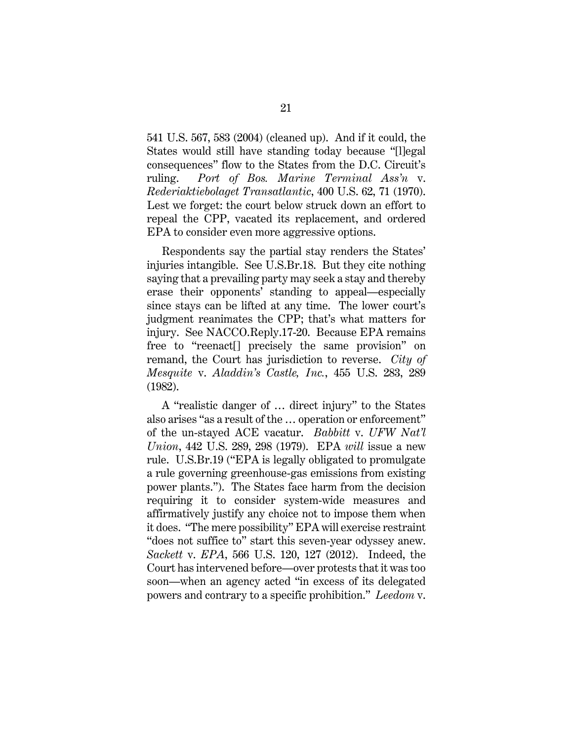541 U.S. 567, 583 (2004) (cleaned up). And if it could, the States would still have standing today because "[l]egal consequences" flow to the States from the D.C. Circuit's ruling. *Port of Bos. Marine Terminal Ass'n* v. *Rederiaktiebolaget Transatlantic*, 400 U.S. 62, 71 (1970). Lest we forget: the court below struck down an effort to repeal the CPP, vacated its replacement, and ordered EPA to consider even more aggressive options.

Respondents say the partial stay renders the States' injuries intangible. See U.S.Br.18. But they cite nothing saying that a prevailing party may seek a stay and thereby erase their opponents' standing to appeal—especially since stays can be lifted at any time. The lower court's judgment reanimates the CPP; that's what matters for injury. See NACCO.Reply.17-20. Because EPA remains free to "reenact[] precisely the same provision" on remand, the Court has jurisdiction to reverse. *City of Mesquite* v. *Aladdin's Castle, Inc.*, 455 U.S. 283, 289 (1982).

A "realistic danger of … direct injury" to the States also arises "as a result of the … operation or enforcement" of the un-stayed ACE vacatur. *Babbitt* v. *UFW Nat'l Union*, 442 U.S. 289, 298 (1979). EPA *will* issue a new rule. U.S.Br.19 ("EPA is legally obligated to promulgate a rule governing greenhouse-gas emissions from existing power plants."). The States face harm from the decision requiring it to consider system-wide measures and affirmatively justify any choice not to impose them when it does. "The mere possibility" EPA will exercise restraint "does not suffice to" start this seven-year odyssey anew. *Sackett* v. *EPA*, 566 U.S. 120, 127 (2012). Indeed, the Court has intervened before—over protests that it was too soon—when an agency acted "in excess of its delegated powers and contrary to a specific prohibition." *Leedom* v.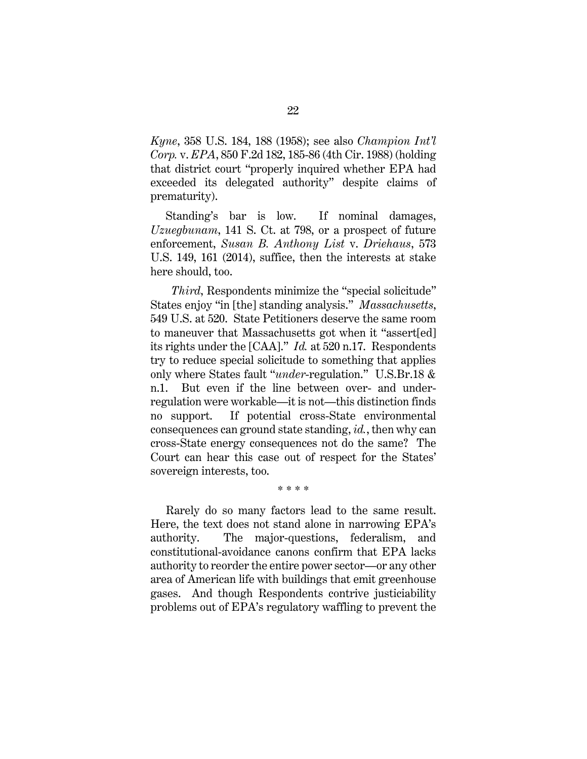*Kyne*, 358 U.S. 184, 188 (1958); see also *Champion Int'l Corp.* v. *EPA*, 850 F.2d 182, 185-86 (4th Cir. 1988) (holding that district court "properly inquired whether EPA had exceeded its delegated authority" despite claims of prematurity).

Standing's bar is low. If nominal damages, *Uzuegbunam*, 141 S. Ct. at 798, or a prospect of future enforcement, *Susan B. Anthony List* v. *Driehaus*, 573 U.S. 149, 161 (2014), suffice, then the interests at stake here should, too.

*Third*, Respondents minimize the "special solicitude" States enjoy "in [the] standing analysis." *Massachusetts*, 549 U.S. at 520. State Petitioners deserve the same room to maneuver that Massachusetts got when it "assert[ed] its rights under the [CAA]." *Id.* at 520 n.17. Respondents try to reduce special solicitude to something that applies only where States fault "*under*-regulation." U.S.Br.18 & n.1. But even if the line between over- and under-regulation were workable—it is not—this distinction finds no support. If potential cross-State environmental consequences can ground state standing, *id.*, then why can cross-State energy consequences not do the same? The Court can hear this case out of respect for the States' sovereign interests, too.

\* \* \* \*

Rarely do so many factors lead to the same result. Here, the text does not stand alone in narrowing EPA's authority. The major-questions, federalism, and constitutional-avoidance canons confirm that EPA lacks authority to reorder the entire power sector—or any other area of American life with buildings that emit greenhouse gases. And though Respondents contrive justiciability problems out of EPA's regulatory waffling to prevent the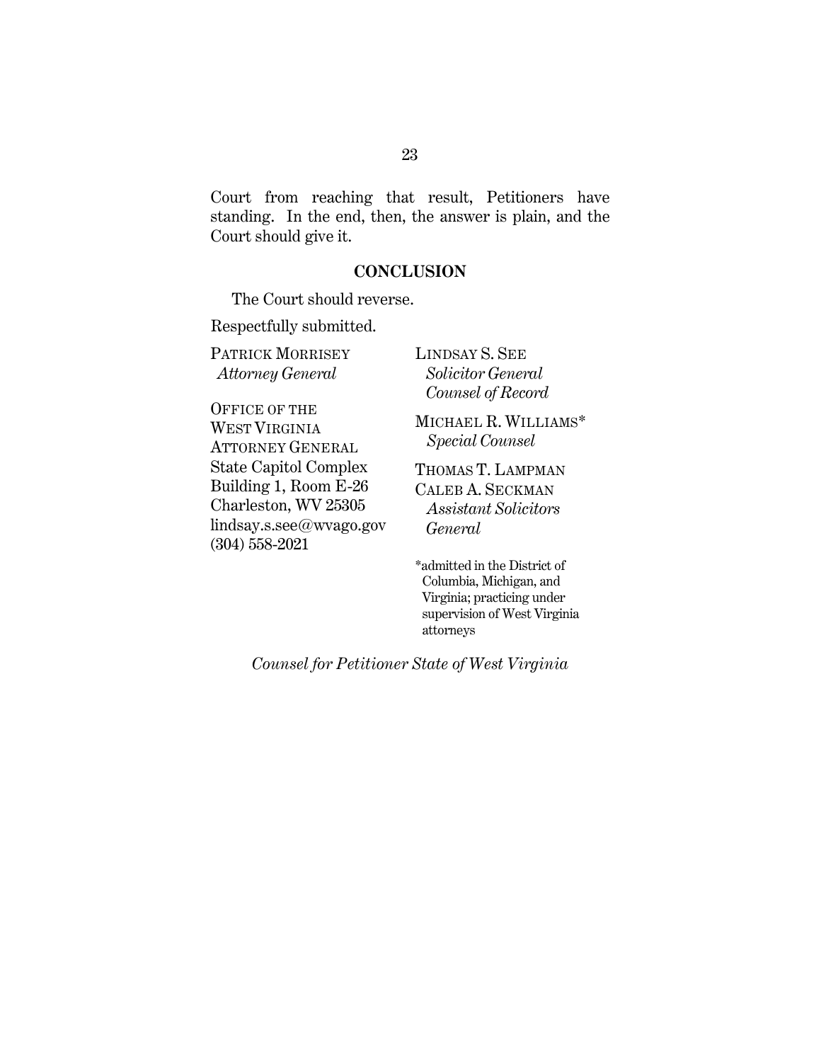Court from reaching that result, Petitioners have standing. In the end, then, the answer is plain, and the Court should give it.

## CONCLUSION

The Court should reverse.

Respectfully submitted.

PATRICK MORRISEY
*Attorney General*

OFFICE OF THE
WEST VIRGINIA
ATTORNEY GENERAL
State Capitol Complex
Building 1, Room E-26
Charleston, WV 25305
lindsay.s.see@wvago.gov
(304) 558-2021

LINDSAY S. SEE
*Solicitor General*
*Counsel of Record*

MICHAEL R. WILLIAMS*
*Special Counsel*

THOMAS T. LAMPMAN
CALEB A. SECKMAN
*Assistant Solicitors General*

*admitted in the District of Columbia, Michigan, and Virginia; practicing under supervision of West Virginia attorneys

*Counsel for Petitioner State of West Virginia*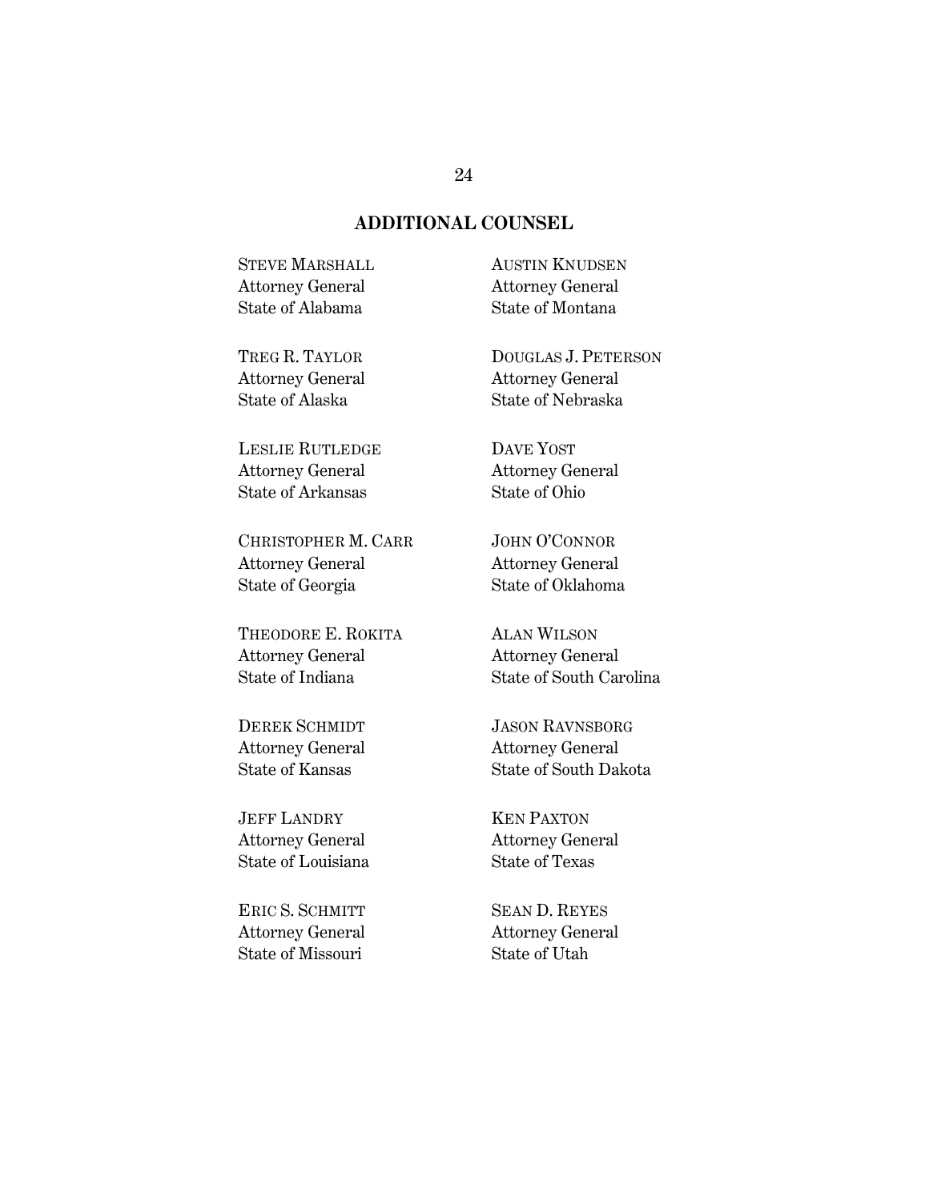## ADDITIONAL COUNSEL

STEVE MARSHALL
Attorney General
State of Alabama

TREG R. TAYLOR
Attorney General
State of Alaska

LESLIE RUTLEDGE
Attorney General
State of Arkansas

CHRISTOPHER M. CARR
Attorney General
State of Georgia

THEODORE E. ROKITA
Attorney General
State of Indiana

DEREK SCHMIDT
Attorney General
State of Kansas

JEFF LANDRY
Attorney General
State of Louisiana

ERIC S. SCHMITT
Attorney General
State of Missouri

AUSTIN KNUDSEN
Attorney General
State of Montana

DOUGLAS J. PETERSON
Attorney General
State of Nebraska

DAVE YOST
Attorney General
State of Ohio

JOHN O'CONNOR
Attorney General
State of Oklahoma

ALAN WILSON
Attorney General
State of South Carolina

JASON RAVNSBORG
Attorney General
State of South Dakota

KEN PAXTON
Attorney General
State of Texas

SEAN D. REYES
Attorney General
State of Utah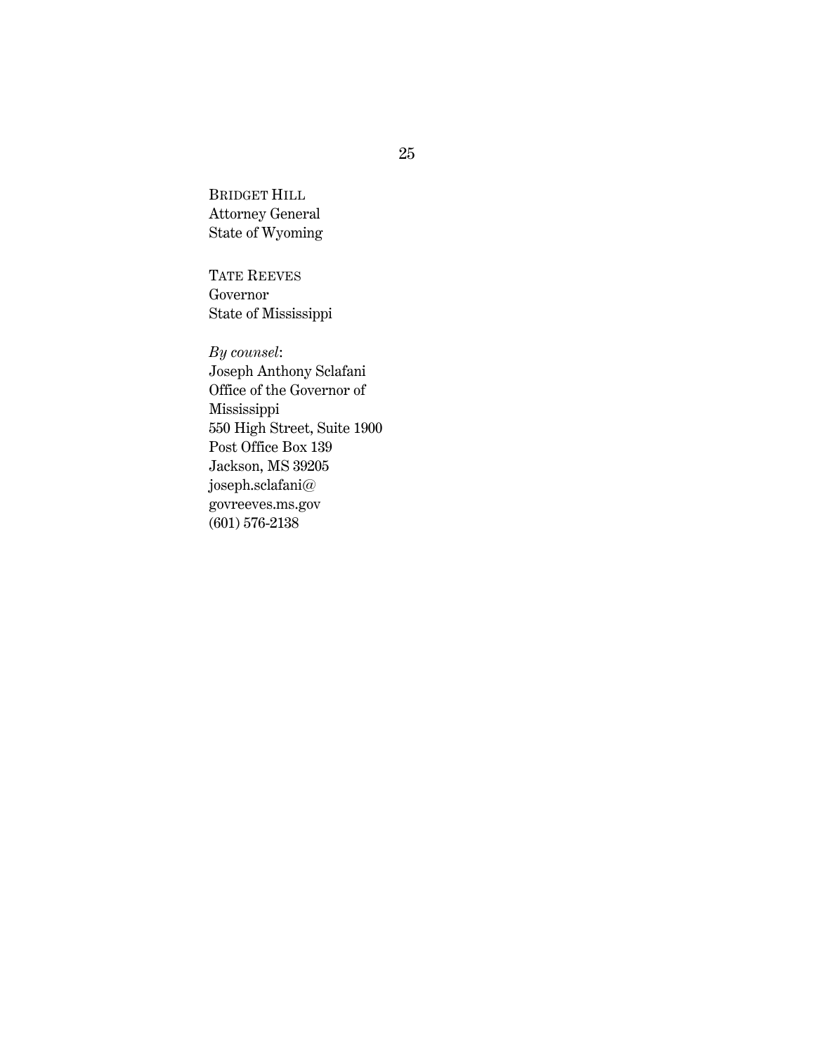BRIDGET HILL
Attorney General
State of Wyoming

TATE REEVES
Governor
State of Mississippi

*By counsel*:
Joseph Anthony Sclafani
Office of the Governor of
Mississippi
550 High Street, Suite 1900
Post Office Box 139
Jackson, MS 39205
joseph.sclafani@
govreeves.ms.gov
(601) 576-2138